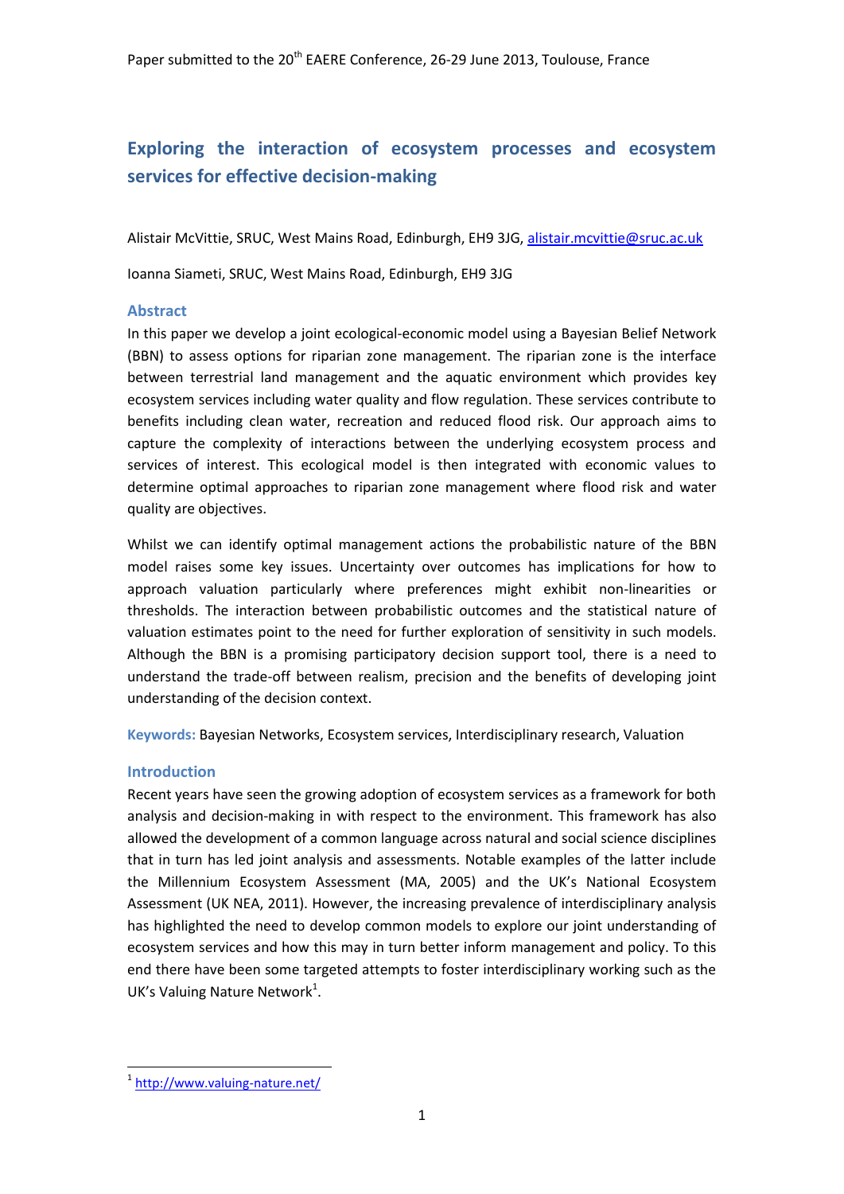Paper submitted to the 20th EAERE Conference, 26-29 June 2013, Toulouse, France

# Exploring the interaction of ecosystem processes and ecosystem services for effective decision-making

Alistair McVittie, SRUC, West Mains Road, Edinburgh, EH9 3JG, alistair.mcvittie@sruc.ac.uk

Ioanna Siameti, SRUC, West Mains Road, Edinburgh, EH9 3JG

## Abstract

In this paper we develop a joint ecological-economic model using a Bayesian Belief Network (BBN) to assess options for riparian zone management. The riparian zone is the interface between terrestrial land management and the aquatic environment which provides key ecosystem services including water quality and flow regulation. These services contribute to benefits including clean water, recreation and reduced flood risk. Our approach aims to capture the complexity of interactions between the underlying ecosystem process and services of interest. This ecological model is then integrated with economic values to determine optimal approaches to riparian zone management where flood risk and water quality are objectives.

Whilst we can identify optimal management actions the probabilistic nature of the BBN model raises some key issues. Uncertainty over outcomes has implications for how to approach valuation particularly where preferences might exhibit non-linearities or thresholds. The interaction between probabilistic outcomes and the statistical nature of valuation estimates point to the need for further exploration of sensitivity in such models. Although the BBN is a promising participatory decision support tool, there is a need to understand the trade-off between realism, precision and the benefits of developing joint understanding of the decision context.

**Keywords:** Bayesian Networks, Ecosystem services, Interdisciplinary research, Valuation

## Introduction

Recent years have seen the growing adoption of ecosystem services as a framework for both analysis and decision-making in with respect to the environment. This framework has also allowed the development of a common language across natural and social science disciplines that in turn has led joint analysis and assessments. Notable examples of the latter include the Millennium Ecosystem Assessment (MA, 2005) and the UK's National Ecosystem Assessment (UK NEA, 2011). However, the increasing prevalence of interdisciplinary analysis has highlighted the need to develop common models to explore our joint understanding of ecosystem services and how this may in turn better inform management and policy. To this end there have been some targeted attempts to foster interdisciplinary working such as the UK's Valuing Nature Network[1].

[1] http://www.valuing-nature.net/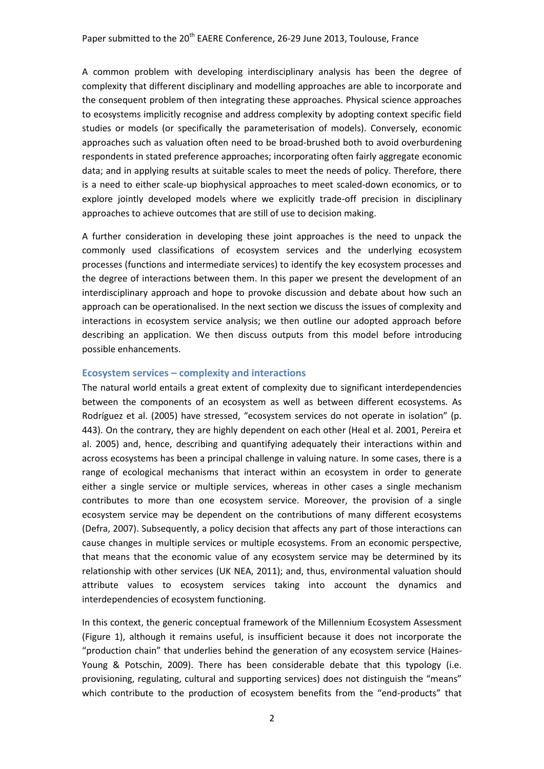A common problem with developing interdisciplinary analysis has been the degree of complexity that different disciplinary and modelling approaches are able to incorporate and the consequent problem of then integrating these approaches. Physical science approaches to ecosystems implicitly recognise and address complexity by adopting context specific field studies or models (or specifically the parameterisation of models). Conversely, economic approaches such as valuation often need to be broad-brushed both to avoid overburdening respondents in stated preference approaches; incorporating often fairly aggregate economic data; and in applying results at suitable scales to meet the needs of policy. Therefore, there is a need to either scale-up biophysical approaches to meet scaled-down economics, or to explore jointly developed models where we explicitly trade-off precision in disciplinary approaches to achieve outcomes that are still of use to decision making.

A further consideration in developing these joint approaches is the need to unpack the commonly used classifications of ecosystem services and the underlying ecosystem processes (functions and intermediate services) to identify the key ecosystem processes and the degree of interactions between them. In this paper we present the development of an interdisciplinary approach and hope to provoke discussion and debate about how such an approach can be operationalised. In the next section we discuss the issues of complexity and interactions in ecosystem service analysis; we then outline our adopted approach before describing an application. We then discuss outputs from this model before introducing possible enhancements.

## Ecosystem services – complexity and interactions

The natural world entails a great extent of complexity due to significant interdependencies between the components of an ecosystem as well as between different ecosystems. As Rodríguez et al. (2005) have stressed, "ecosystem services do not operate in isolation" (p. 443). On the contrary, they are highly dependent on each other (Heal et al. 2001, Pereira et al. 2005) and, hence, describing and quantifying adequately their interactions within and across ecosystems has been a principal challenge in valuing nature. In some cases, there is a range of ecological mechanisms that interact within an ecosystem in order to generate either a single service or multiple services, whereas in other cases a single mechanism contributes to more than one ecosystem service. Moreover, the provision of a single ecosystem service may be dependent on the contributions of many different ecosystems (Defra, 2007). Subsequently, a policy decision that affects any part of those interactions can cause changes in multiple services or multiple ecosystems. From an economic perspective, that means that the economic value of any ecosystem service may be determined by its relationship with other services (UK NEA, 2011); and, thus, environmental valuation should attribute values to ecosystem services taking into account the dynamics and interdependencies of ecosystem functioning.

In this context, the generic conceptual framework of the Millennium Ecosystem Assessment (Figure 1), although it remains useful, is insufficient because it does not incorporate the "production chain" that underlies behind the generation of any ecosystem service (Haines-Young & Potschin, 2009). There has been considerable debate that this typology (i.e. provisioning, regulating, cultural and supporting services) does not distinguish the "means" which contribute to the production of ecosystem benefits from the "end-products" that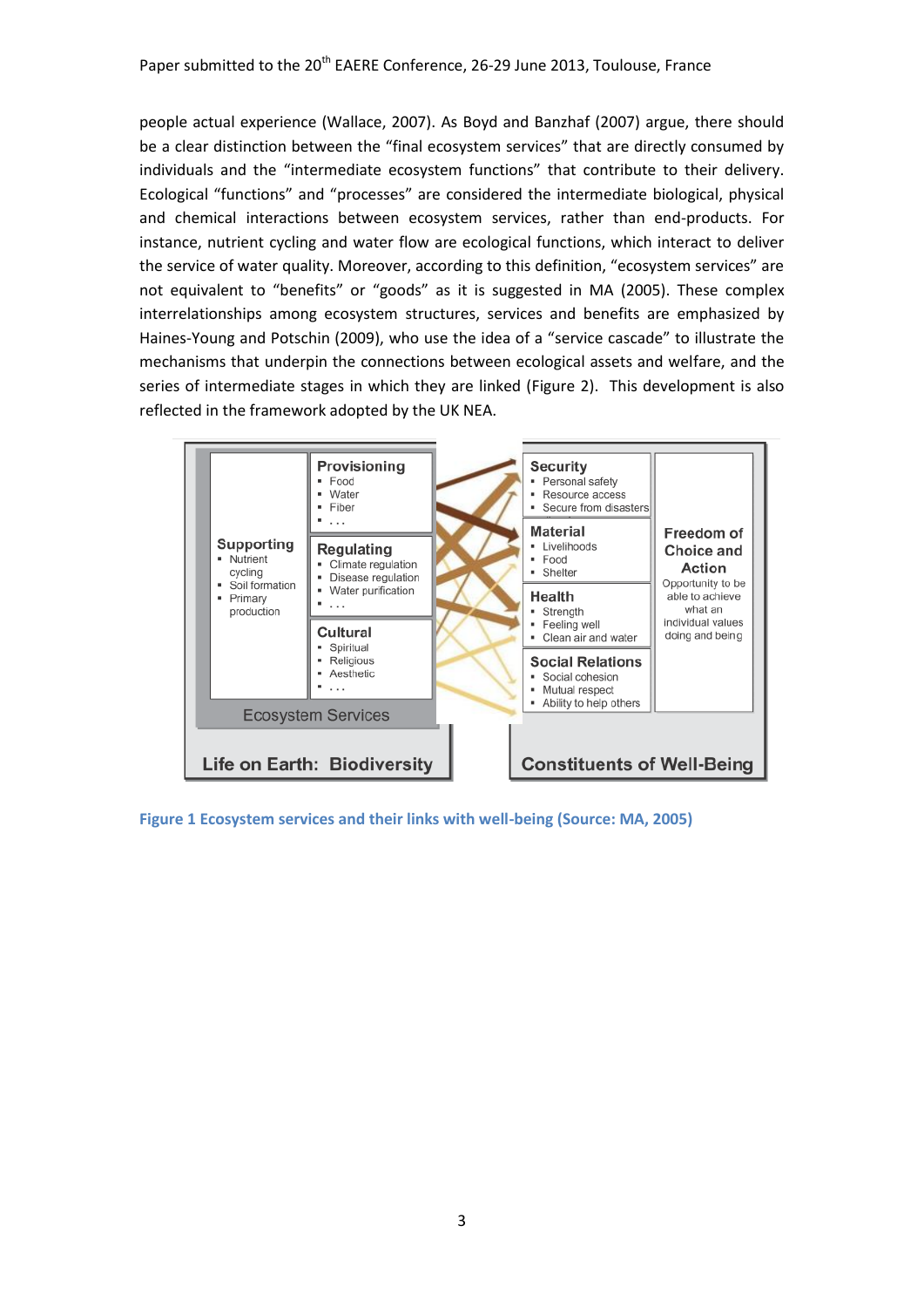people actual experience (Wallace, 2007). As Boyd and Banzhaf (2007) argue, there should be a clear distinction between the "final ecosystem services" that are directly consumed by individuals and the "intermediate ecosystem functions" that contribute to their delivery. Ecological "functions" and "processes" are considered the intermediate biological, physical and chemical interactions between ecosystem services, rather than end-products. For instance, nutrient cycling and water flow are ecological functions, which interact to deliver the service of water quality. Moreover, according to this definition, "ecosystem services" are not equivalent to "benefits" or "goods" as it is suggested in MA (2005). These complex interrelationships among ecosystem structures, services and benefits are emphasized by Haines-Young and Potschin (2009), who use the idea of a "service cascade" to illustrate the mechanisms that underpin the connections between ecological assets and welfare, and the series of intermediate stages in which they are linked (Figure 2). This development is also reflected in the framework adopted by the UK NEA.

**Life on Earth: Biodiversity**

Ecosystem Services

- **Supporting**
  - Nutrient cycling
  - Soil formation
  - Primary production
- **Provisioning**
  - Food
  - Water
  - Fiber
  - . . .
- **Regulating**
  - Climate regulation
  - Disease regulation
  - Water purification
  - . . .
- **Cultural**
  - Spiritual
  - Religious
  - Aesthetic
  - . . .

**Constituents of Well-Being**

- **Security**
  - Personal safety
  - Resource access
  - Secure from disasters
- **Material**
  - Livelihoods
  - Food
  - Shelter
- **Health**
  - Strength
  - Feeling well
  - Clean air and water
- **Social Relations**
  - Social cohesion
  - Mutual respect
  - Ability to help others
- **Freedom of Choice and Action**
  - Opportunity to be able to achieve what an individual values doing and being

Figure 1 Ecosystem services and their links with well-being (Source: MA, 2005)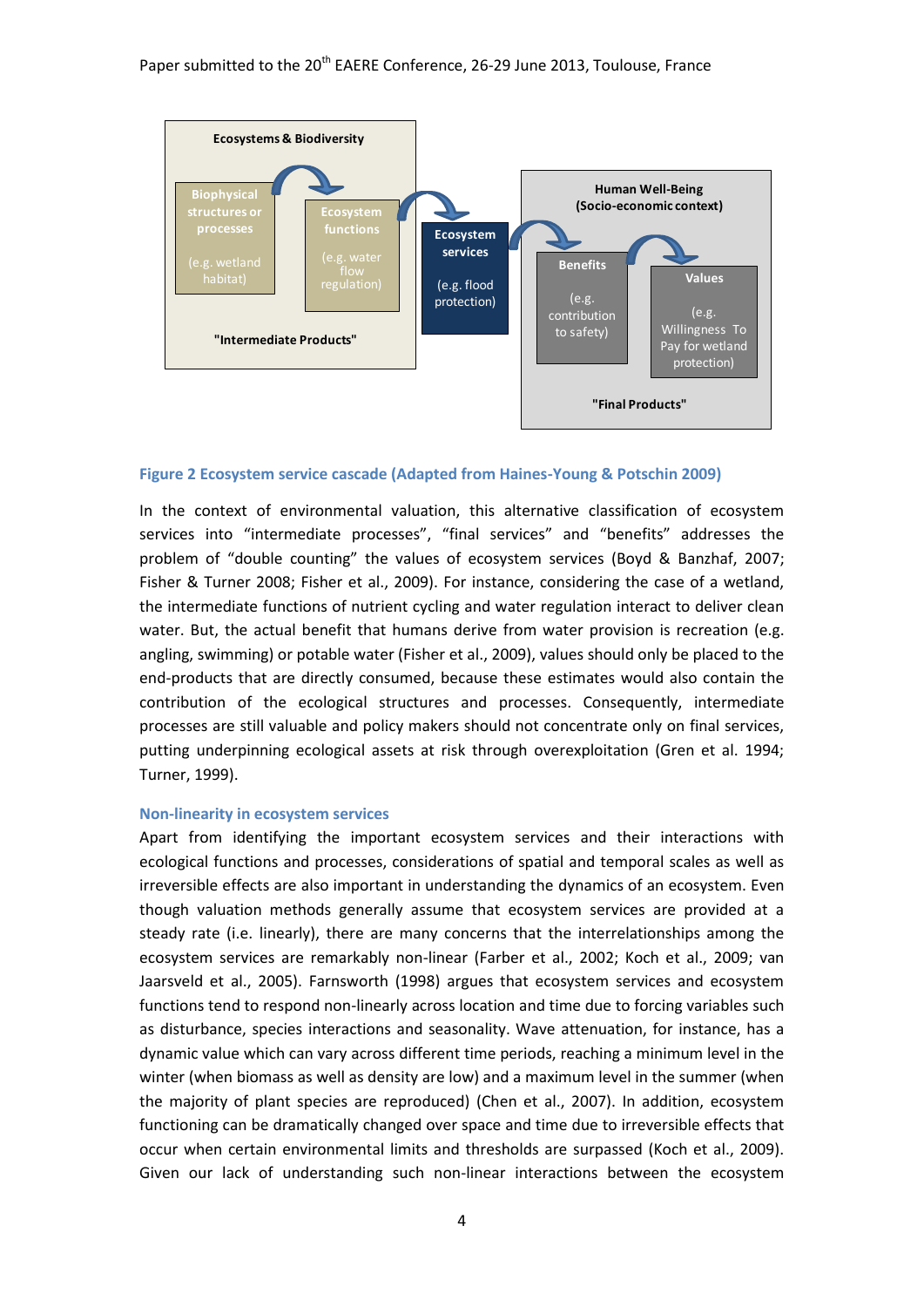Ecosystems & Biodiversity

Biophysical structures or processes (e.g. wetland habitat)

Ecosystem functions (e.g. water flow regulation)

"Intermediate Products"

Ecosystem services (e.g. flood protection)

Human Well-Being (Socio-economic context)

Benefits (e.g. contribution to safety)

Values (e.g. Willingness To Pay for wetland protection)

"Final Products"

**Figure 2 Ecosystem service cascade (Adapted from Haines-Young & Potschin 2009)**

In the context of environmental valuation, this alternative classification of ecosystem services into "intermediate processes", "final services" and "benefits" addresses the problem of "double counting" the values of ecosystem services (Boyd & Banzhaf, 2007; Fisher & Turner 2008; Fisher et al., 2009). For instance, considering the case of a wetland, the intermediate functions of nutrient cycling and water regulation interact to deliver clean water. But, the actual benefit that humans derive from water provision is recreation (e.g. angling, swimming) or potable water (Fisher et al., 2009), values should only be placed to the end-products that are directly consumed, because these estimates would also contain the contribution of the ecological structures and processes. Consequently, intermediate processes are still valuable and policy makers should not concentrate only on final services, putting underpinning ecological assets at risk through overexploitation (Gren et al. 1994; Turner, 1999).

### Non-linearity in ecosystem services

Apart from identifying the important ecosystem services and their interactions with ecological functions and processes, considerations of spatial and temporal scales as well as irreversible effects are also important in understanding the dynamics of an ecosystem. Even though valuation methods generally assume that ecosystem services are provided at a steady rate (i.e. linearly), there are many concerns that the interrelationships among the ecosystem services are remarkably non-linear (Farber et al., 2002; Koch et al., 2009; van Jaarsveld et al., 2005). Farnsworth (1998) argues that ecosystem services and ecosystem functions tend to respond non-linearly across location and time due to forcing variables such as disturbance, species interactions and seasonality. Wave attenuation, for instance, has a dynamic value which can vary across different time periods, reaching a minimum level in the winter (when biomass as well as density are low) and a maximum level in the summer (when the majority of plant species are reproduced) (Chen et al., 2007). In addition, ecosystem functioning can be dramatically changed over space and time due to irreversible effects that occur when certain environmental limits and thresholds are surpassed (Koch et al., 2009). Given our lack of understanding such non-linear interactions between the ecosystem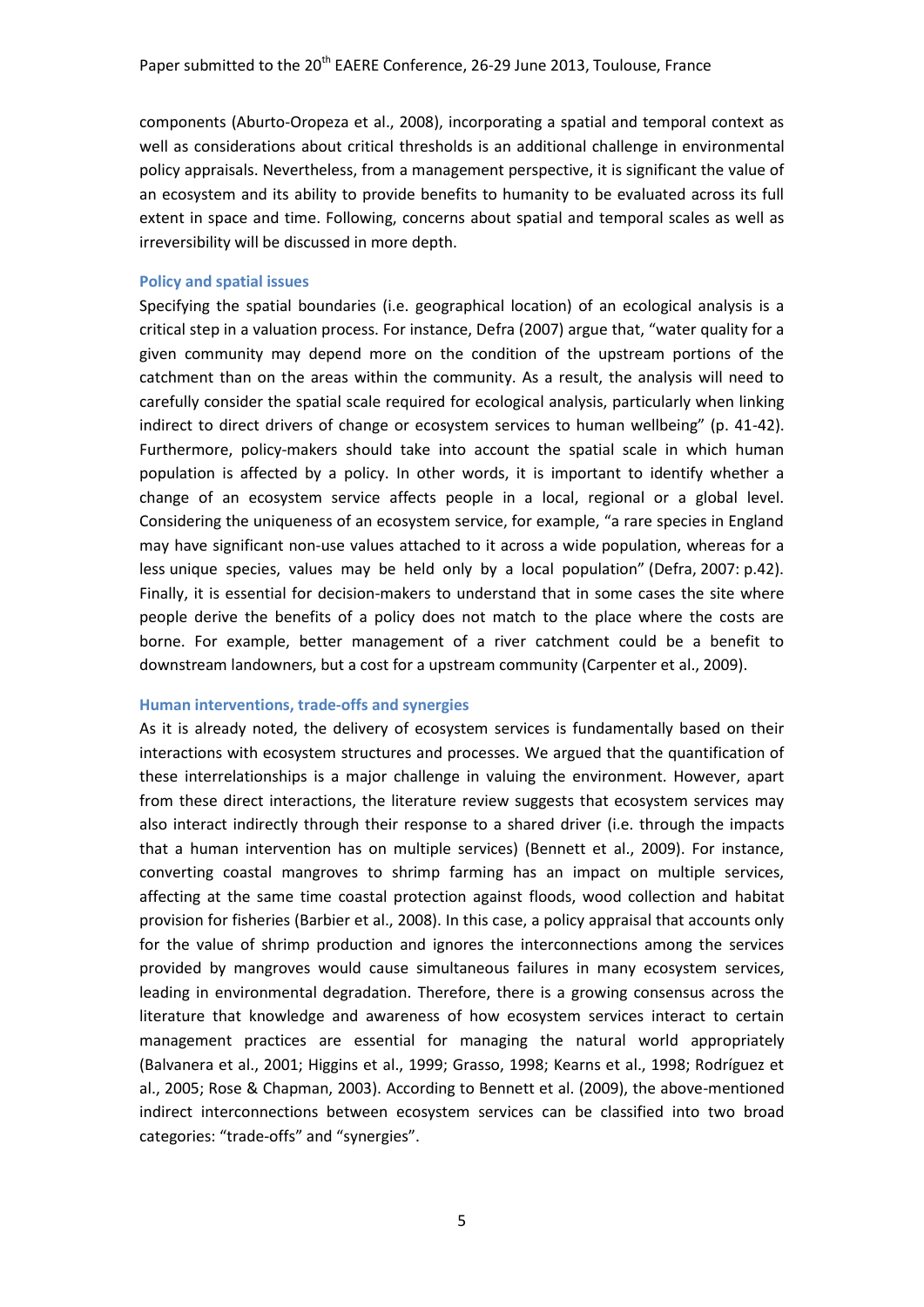components (Aburto-Oropeza et al., 2008), incorporating a spatial and temporal context as well as considerations about critical thresholds is an additional challenge in environmental policy appraisals. Nevertheless, from a management perspective, it is significant the value of an ecosystem and its ability to provide benefits to humanity to be evaluated across its full extent in space and time. Following, concerns about spatial and temporal scales as well as irreversibility will be discussed in more depth.

### Policy and spatial issues

Specifying the spatial boundaries (i.e. geographical location) of an ecological analysis is a critical step in a valuation process. For instance, Defra (2007) argue that, "water quality for a given community may depend more on the condition of the upstream portions of the catchment than on the areas within the community. As a result, the analysis will need to carefully consider the spatial scale required for ecological analysis, particularly when linking indirect to direct drivers of change or ecosystem services to human wellbeing" (p. 41-42). Furthermore, policy-makers should take into account the spatial scale in which human population is affected by a policy. In other words, it is important to identify whether a change of an ecosystem service affects people in a local, regional or a global level. Considering the uniqueness of an ecosystem service, for example, "a rare species in England may have significant non-use values attached to it across a wide population, whereas for a less unique species, values may be held only by a local population" (Defra, 2007: p.42). Finally, it is essential for decision-makers to understand that in some cases the site where people derive the benefits of a policy does not match to the place where the costs are borne. For example, better management of a river catchment could be a benefit to downstream landowners, but a cost for a upstream community (Carpenter et al., 2009).

### Human interventions, trade-offs and synergies

As it is already noted, the delivery of ecosystem services is fundamentally based on their interactions with ecosystem structures and processes. We argued that the quantification of these interrelationships is a major challenge in valuing the environment. However, apart from these direct interactions, the literature review suggests that ecosystem services may also interact indirectly through their response to a shared driver (i.e. through the impacts that a human intervention has on multiple services) (Bennett et al., 2009). For instance, converting coastal mangroves to shrimp farming has an impact on multiple services, affecting at the same time coastal protection against floods, wood collection and habitat provision for fisheries (Barbier et al., 2008). In this case, a policy appraisal that accounts only for the value of shrimp production and ignores the interconnections among the services provided by mangroves would cause simultaneous failures in many ecosystem services, leading in environmental degradation. Therefore, there is a growing consensus across the literature that knowledge and awareness of how ecosystem services interact to certain management practices are essential for managing the natural world appropriately (Balvanera et al., 2001; Higgins et al., 1999; Grasso, 1998; Kearns et al., 1998; Rodríguez et al., 2005; Rose & Chapman, 2003). According to Bennett et al. (2009), the above-mentioned indirect interconnections between ecosystem services can be classified into two broad categories: "trade-offs" and "synergies".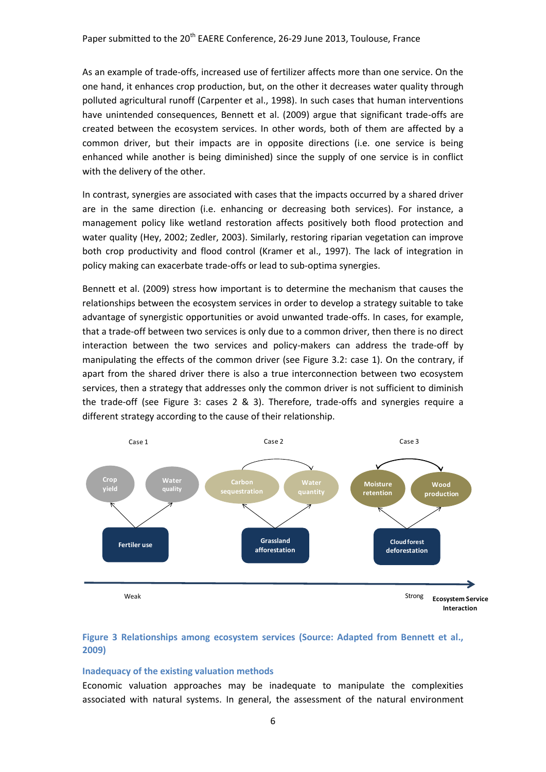As an example of trade-offs, increased use of fertilizer affects more than one service. On the one hand, it enhances crop production, but, on the other it decreases water quality through polluted agricultural runoff (Carpenter et al., 1998). In such cases that human interventions have unintended consequences, Bennett et al. (2009) argue that significant trade-offs are created between the ecosystem services. In other words, both of them are affected by a common driver, but their impacts are in opposite directions (i.e. one service is being enhanced while another is being diminished) since the supply of one service is in conflict with the delivery of the other.

In contrast, synergies are associated with cases that the impacts occurred by a shared driver are in the same direction (i.e. enhancing or decreasing both services). For instance, a management policy like wetland restoration affects positively both flood protection and water quality (Hey, 2002; Zedler, 2003). Similarly, restoring riparian vegetation can improve both crop productivity and flood control (Kramer et al., 1997). The lack of integration in policy making can exacerbate trade-offs or lead to sub-optima synergies.

Bennett et al. (2009) stress how important is to determine the mechanism that causes the relationships between the ecosystem services in order to develop a strategy suitable to take advantage of synergistic opportunities or avoid unwanted trade-offs. In cases, for example, that a trade-off between two services is only due to a common driver, then there is no direct interaction between the two services and policy-makers can address the trade-off by manipulating the effects of the common driver (see Figure 3.2: case 1). On the contrary, if apart from the shared driver there is also a true interconnection between two ecosystem services, then a strategy that addresses only the common driver is not sufficient to diminish the trade-off (see Figure 3: cases 2 & 3). Therefore, trade-offs and synergies require a different strategy according to the cause of their relationship.

Case 1 | Case 2 | Case 3

Crop yield — Water quality — Fertiler use

Carbon sequestration — Water quantity — Grassland afforestation

Moisture retention — Wood production — Cloud forest deforestation

Weak → Strong — Ecosystem Service Interaction

**Figure 3 Relationships among ecosystem services (Source: Adapted from Bennett et al., 2009)**

### Inadequacy of the existing valuation methods

Economic valuation approaches may be inadequate to manipulate the complexities associated with natural systems. In general, the assessment of the natural environment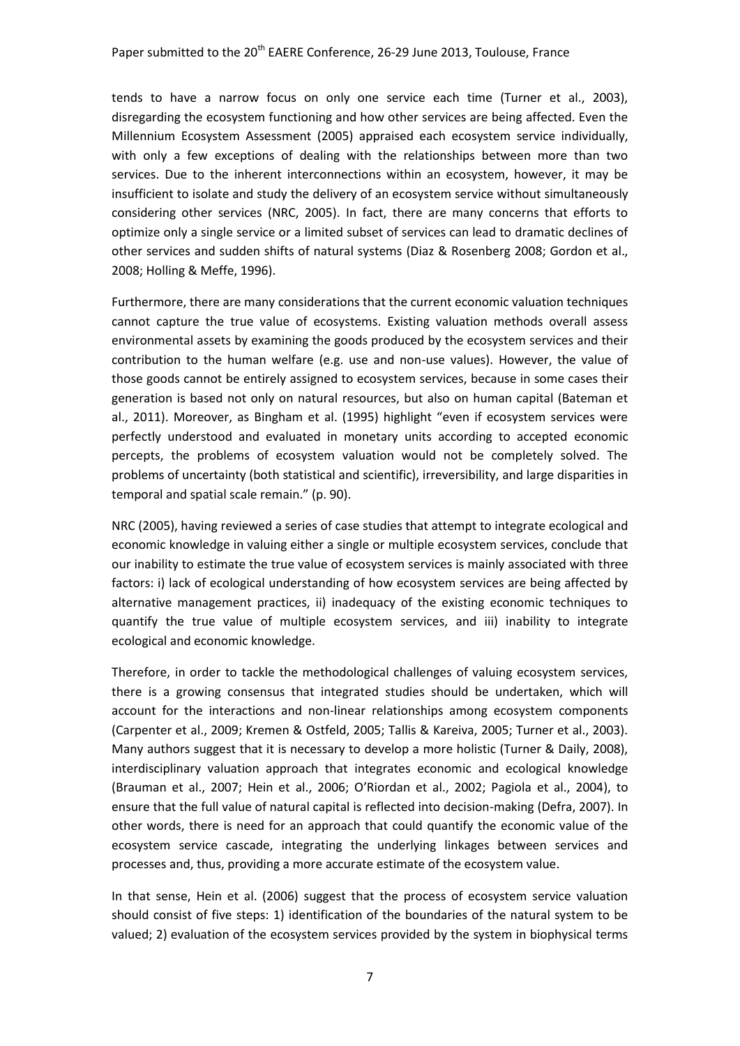tends to have a narrow focus on only one service each time (Turner et al., 2003), disregarding the ecosystem functioning and how other services are being affected. Even the Millennium Ecosystem Assessment (2005) appraised each ecosystem service individually, with only a few exceptions of dealing with the relationships between more than two services. Due to the inherent interconnections within an ecosystem, however, it may be insufficient to isolate and study the delivery of an ecosystem service without simultaneously considering other services (NRC, 2005). In fact, there are many concerns that efforts to optimize only a single service or a limited subset of services can lead to dramatic declines of other services and sudden shifts of natural systems (Diaz & Rosenberg 2008; Gordon et al., 2008; Holling & Meffe, 1996).

Furthermore, there are many considerations that the current economic valuation techniques cannot capture the true value of ecosystems. Existing valuation methods overall assess environmental assets by examining the goods produced by the ecosystem services and their contribution to the human welfare (e.g. use and non-use values). However, the value of those goods cannot be entirely assigned to ecosystem services, because in some cases their generation is based not only on natural resources, but also on human capital (Bateman et al., 2011). Moreover, as Bingham et al. (1995) highlight "even if ecosystem services were perfectly understood and evaluated in monetary units according to accepted economic percepts, the problems of ecosystem valuation would not be completely solved. The problems of uncertainty (both statistical and scientific), irreversibility, and large disparities in temporal and spatial scale remain." (p. 90).

NRC (2005), having reviewed a series of case studies that attempt to integrate ecological and economic knowledge in valuing either a single or multiple ecosystem services, conclude that our inability to estimate the true value of ecosystem services is mainly associated with three factors: i) lack of ecological understanding of how ecosystem services are being affected by alternative management practices, ii) inadequacy of the existing economic techniques to quantify the true value of multiple ecosystem services, and iii) inability to integrate ecological and economic knowledge.

Therefore, in order to tackle the methodological challenges of valuing ecosystem services, there is a growing consensus that integrated studies should be undertaken, which will account for the interactions and non-linear relationships among ecosystem components (Carpenter et al., 2009; Kremen & Ostfeld, 2005; Tallis & Kareiva, 2005; Turner et al., 2003). Many authors suggest that it is necessary to develop a more holistic (Turner & Daily, 2008), interdisciplinary valuation approach that integrates economic and ecological knowledge (Brauman et al., 2007; Hein et al., 2006; O'Riordan et al., 2002; Pagiola et al., 2004), to ensure that the full value of natural capital is reflected into decision-making (Defra, 2007). In other words, there is need for an approach that could quantify the economic value of the ecosystem service cascade, integrating the underlying linkages between services and processes and, thus, providing a more accurate estimate of the ecosystem value.

In that sense, Hein et al. (2006) suggest that the process of ecosystem service valuation should consist of five steps: 1) identification of the boundaries of the natural system to be valued; 2) evaluation of the ecosystem services provided by the system in biophysical terms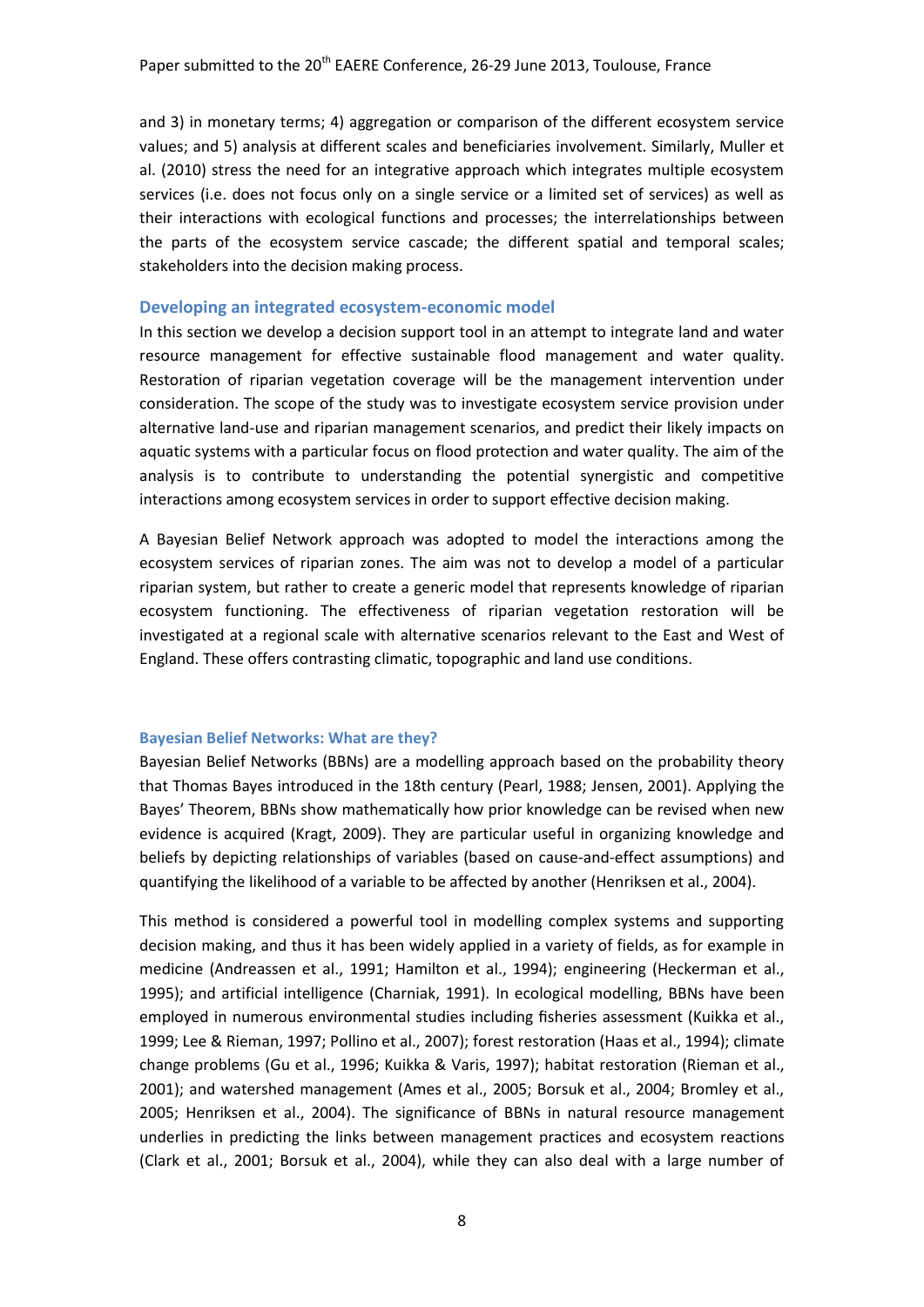and 3) in monetary terms; 4) aggregation or comparison of the different ecosystem service values; and 5) analysis at different scales and beneficiaries involvement. Similarly, Muller et al. (2010) stress the need for an integrative approach which integrates multiple ecosystem services (i.e. does not focus only on a single service or a limited set of services) as well as their interactions with ecological functions and processes; the interrelationships between the parts of the ecosystem service cascade; the different spatial and temporal scales; stakeholders into the decision making process.

## Developing an integrated ecosystem-economic model

In this section we develop a decision support tool in an attempt to integrate land and water resource management for effective sustainable flood management and water quality. Restoration of riparian vegetation coverage will be the management intervention under consideration. The scope of the study was to investigate ecosystem service provision under alternative land-use and riparian management scenarios, and predict their likely impacts on aquatic systems with a particular focus on flood protection and water quality. The aim of the analysis is to contribute to understanding the potential synergistic and competitive interactions among ecosystem services in order to support effective decision making.

A Bayesian Belief Network approach was adopted to model the interactions among the ecosystem services of riparian zones. The aim was not to develop a model of a particular riparian system, but rather to create a generic model that represents knowledge of riparian ecosystem functioning. The effectiveness of riparian vegetation restoration will be investigated at a regional scale with alternative scenarios relevant to the East and West of England. These offers contrasting climatic, topographic and land use conditions.

### Bayesian Belief Networks: What are they?

Bayesian Belief Networks (BBNs) are a modelling approach based on the probability theory that Thomas Bayes introduced in the 18th century (Pearl, 1988; Jensen, 2001). Applying the Bayes' Theorem, BBNs show mathematically how prior knowledge can be revised when new evidence is acquired (Kragt, 2009). They are particular useful in organizing knowledge and beliefs by depicting relationships of variables (based on cause-and-effect assumptions) and quantifying the likelihood of a variable to be affected by another (Henriksen et al., 2004).

This method is considered a powerful tool in modelling complex systems and supporting decision making, and thus it has been widely applied in a variety of fields, as for example in medicine (Andreassen et al., 1991; Hamilton et al., 1994); engineering (Heckerman et al., 1995); and artificial intelligence (Charniak, 1991). In ecological modelling, BBNs have been employed in numerous environmental studies including fisheries assessment (Kuikka et al., 1999; Lee & Rieman, 1997; Pollino et al., 2007); forest restoration (Haas et al., 1994); climate change problems (Gu et al., 1996; Kuikka & Varis, 1997); habitat restoration (Rieman et al., 2001); and watershed management (Ames et al., 2005; Borsuk et al., 2004; Bromley et al., 2005; Henriksen et al., 2004). The significance of BBNs in natural resource management underlies in predicting the links between management practices and ecosystem reactions (Clark et al., 2001; Borsuk et al., 2004), while they can also deal with a large number of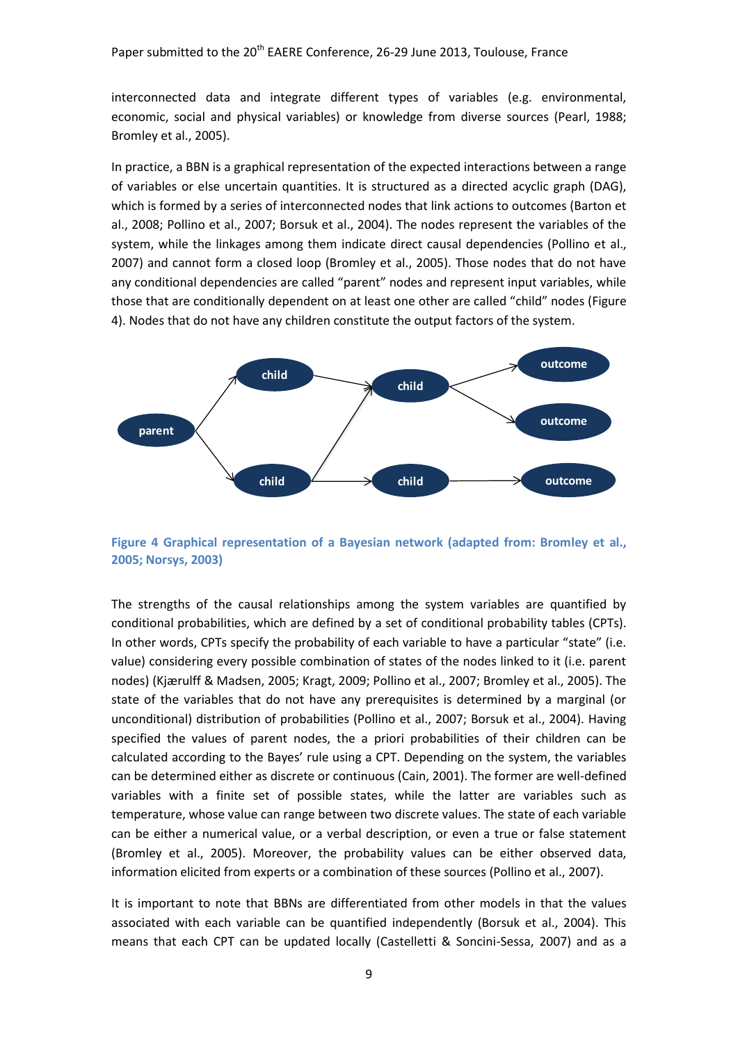interconnected data and integrate different types of variables (e.g. environmental, economic, social and physical variables) or knowledge from diverse sources (Pearl, 1988; Bromley et al., 2005).

In practice, a BBN is a graphical representation of the expected interactions between a range of variables or else uncertain quantities. It is structured as a directed acyclic graph (DAG), which is formed by a series of interconnected nodes that link actions to outcomes (Barton et al., 2008; Pollino et al., 2007; Borsuk et al., 2004). The nodes represent the variables of the system, while the linkages among them indicate direct causal dependencies (Pollino et al., 2007) and cannot form a closed loop (Bromley et al., 2005). Those nodes that do not have any conditional dependencies are called "parent" nodes and represent input variables, while those that are conditionally dependent on at least one other are called "child" nodes (Figure 4). Nodes that do not have any children constitute the output factors of the system.

**Figure 4 Graphical representation of a Bayesian network (adapted from: Bromley et al., 2005; Norsys, 2003)**

The strengths of the causal relationships among the system variables are quantified by conditional probabilities, which are defined by a set of conditional probability tables (CPTs). In other words, CPTs specify the probability of each variable to have a particular "state" (i.e. value) considering every possible combination of states of the nodes linked to it (i.e. parent nodes) (Kjærulff & Madsen, 2005; Kragt, 2009; Pollino et al., 2007; Bromley et al., 2005). The state of the variables that do not have any prerequisites is determined by a marginal (or unconditional) distribution of probabilities (Pollino et al., 2007; Borsuk et al., 2004). Having specified the values of parent nodes, the a priori probabilities of their children can be calculated according to the Bayes' rule using a CPT. Depending on the system, the variables can be determined either as discrete or continuous (Cain, 2001). The former are well-defined variables with a finite set of possible states, while the latter are variables such as temperature, whose value can range between two discrete values. The state of each variable can be either a numerical value, or a verbal description, or even a true or false statement (Bromley et al., 2005). Moreover, the probability values can be either observed data, information elicited from experts or a combination of these sources (Pollino et al., 2007).

It is important to note that BBNs are differentiated from other models in that the values associated with each variable can be quantified independently (Borsuk et al., 2004). This means that each CPT can be updated locally (Castelletti & Soncini-Sessa, 2007) and as a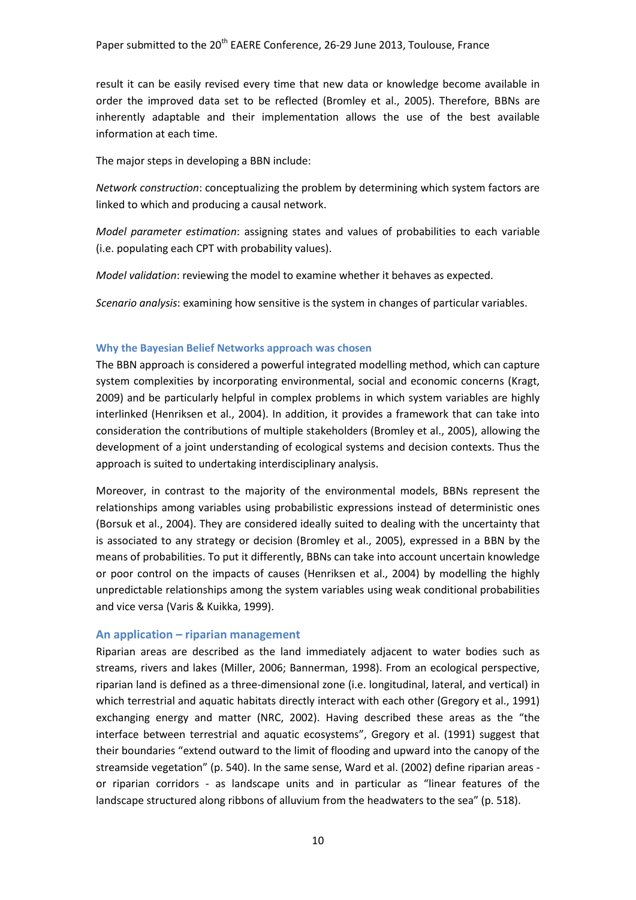result it can be easily revised every time that new data or knowledge become available in order the improved data set to be reflected (Bromley et al., 2005). Therefore, BBNs are inherently adaptable and their implementation allows the use of the best available information at each time.

The major steps in developing a BBN include:

*Network construction*: conceptualizing the problem by determining which system factors are linked to which and producing a causal network.

*Model parameter estimation*: assigning states and values of probabilities to each variable (i.e. populating each CPT with probability values).

*Model validation*: reviewing the model to examine whether it behaves as expected.

*Scenario analysis*: examining how sensitive is the system in changes of particular variables.

### Why the Bayesian Belief Networks approach was chosen

The BBN approach is considered a powerful integrated modelling method, which can capture system complexities by incorporating environmental, social and economic concerns (Kragt, 2009) and be particularly helpful in complex problems in which system variables are highly interlinked (Henriksen et al., 2004). In addition, it provides a framework that can take into consideration the contributions of multiple stakeholders (Bromley et al., 2005), allowing the development of a joint understanding of ecological systems and decision contexts. Thus the approach is suited to undertaking interdisciplinary analysis.

Moreover, in contrast to the majority of the environmental models, BBNs represent the relationships among variables using probabilistic expressions instead of deterministic ones (Borsuk et al., 2004). They are considered ideally suited to dealing with the uncertainty that is associated to any strategy or decision (Bromley et al., 2005), expressed in a BBN by the means of probabilities. To put it differently, BBNs can take into account uncertain knowledge or poor control on the impacts of causes (Henriksen et al., 2004) by modelling the highly unpredictable relationships among the system variables using weak conditional probabilities and vice versa (Varis & Kuikka, 1999).

## An application – riparian management

Riparian areas are described as the land immediately adjacent to water bodies such as streams, rivers and lakes (Miller, 2006; Bannerman, 1998). From an ecological perspective, riparian land is defined as a three-dimensional zone (i.e. longitudinal, lateral, and vertical) in which terrestrial and aquatic habitats directly interact with each other (Gregory et al., 1991) exchanging energy and matter (NRC, 2002). Having described these areas as the "the interface between terrestrial and aquatic ecosystems", Gregory et al. (1991) suggest that their boundaries "extend outward to the limit of flooding and upward into the canopy of the streamside vegetation" (p. 540). In the same sense, Ward et al. (2002) define riparian areas - or riparian corridors - as landscape units and in particular as "linear features of the landscape structured along ribbons of alluvium from the headwaters to the sea" (p. 518).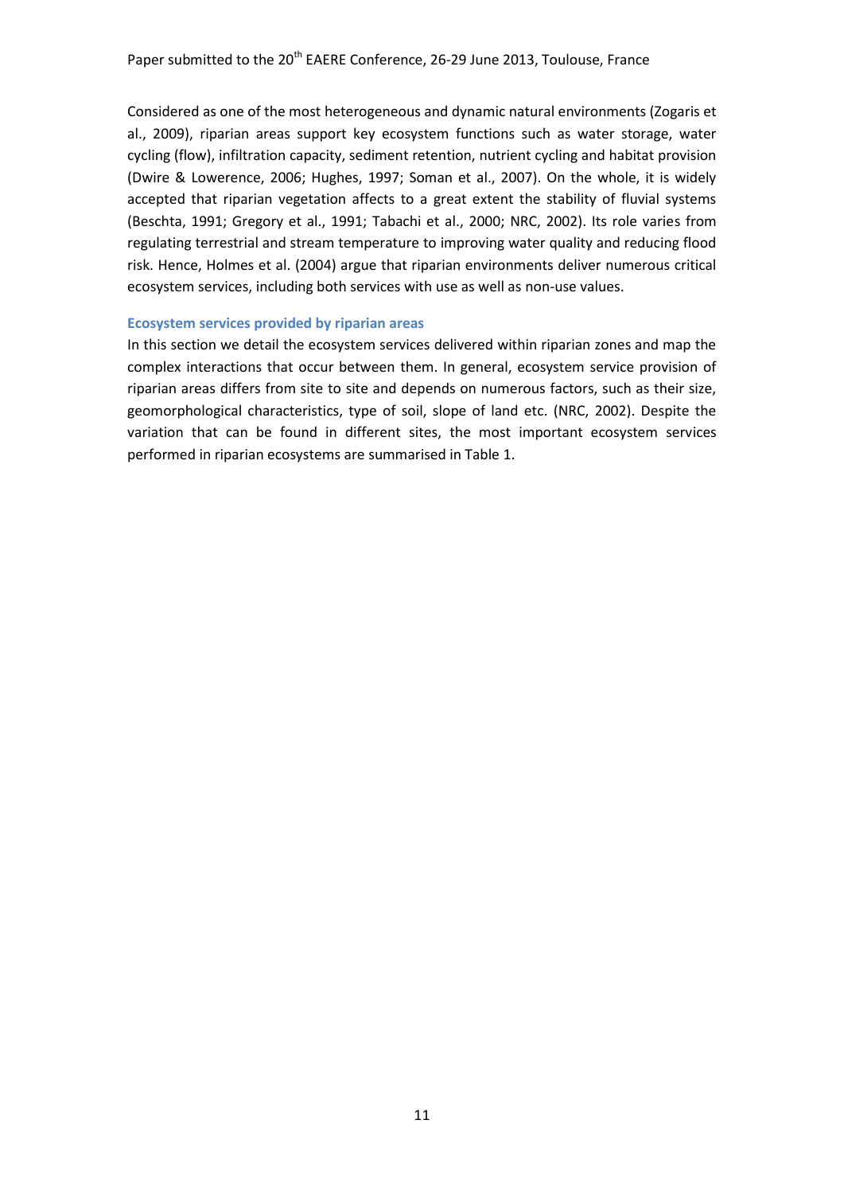Considered as one of the most heterogeneous and dynamic natural environments (Zogaris et al., 2009), riparian areas support key ecosystem functions such as water storage, water cycling (flow), infiltration capacity, sediment retention, nutrient cycling and habitat provision (Dwire & Lowerence, 2006; Hughes, 1997; Soman et al., 2007). On the whole, it is widely accepted that riparian vegetation affects to a great extent the stability of fluvial systems (Beschta, 1991; Gregory et al., 1991; Tabachi et al., 2000; NRC, 2002). Its role varies from regulating terrestrial and stream temperature to improving water quality and reducing flood risk. Hence, Holmes et al. (2004) argue that riparian environments deliver numerous critical ecosystem services, including both services with use as well as non-use values.

### Ecosystem services provided by riparian areas

In this section we detail the ecosystem services delivered within riparian zones and map the complex interactions that occur between them. In general, ecosystem service provision of riparian areas differs from site to site and depends on numerous factors, such as their size, geomorphological characteristics, type of soil, slope of land etc. (NRC, 2002). Despite the variation that can be found in different sites, the most important ecosystem services performed in riparian ecosystems are summarised in Table 1.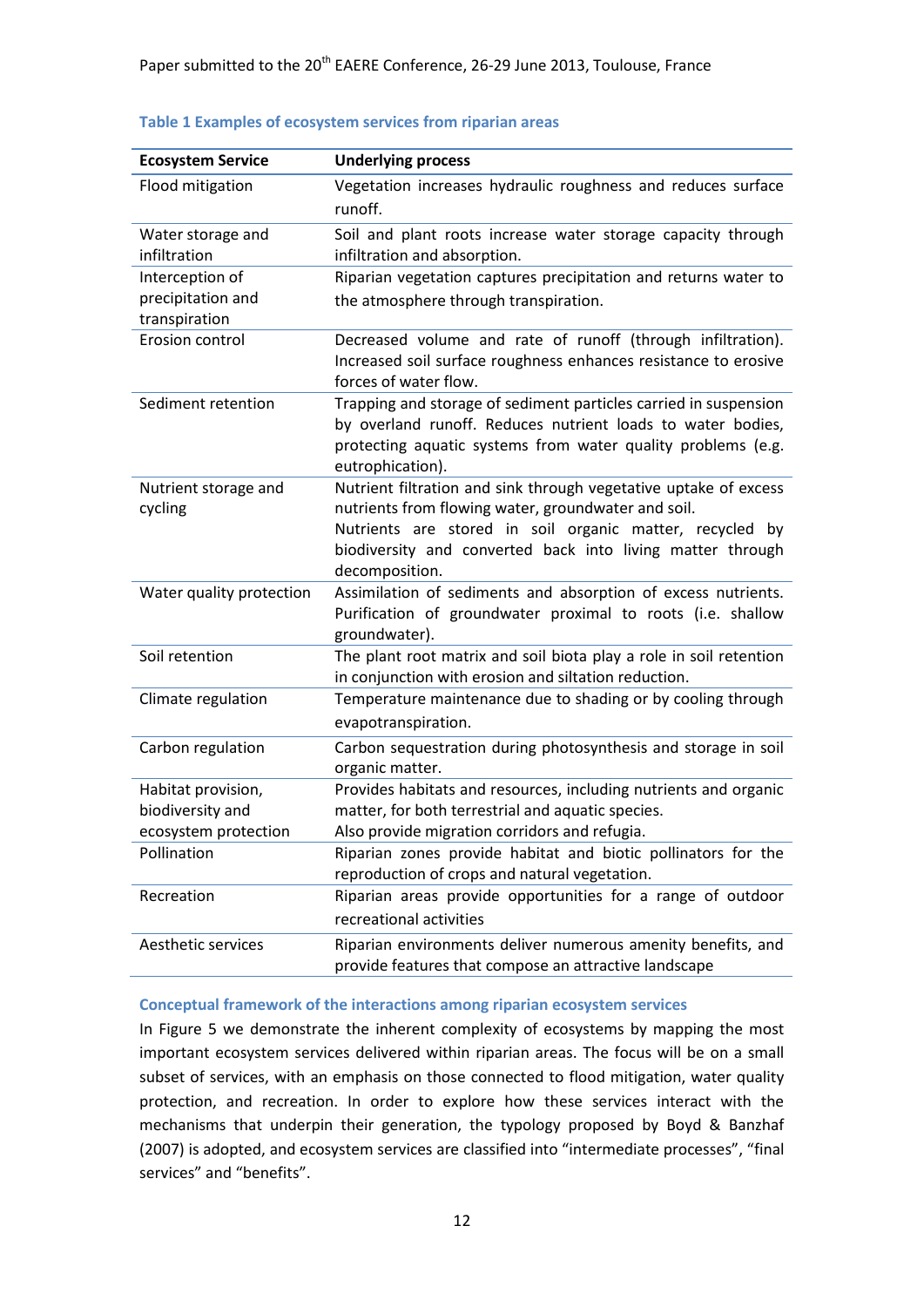**Table 1 Examples of ecosystem services from riparian areas**

| Ecosystem Service | Underlying process |
|---|---|
| Flood mitigation | Vegetation increases hydraulic roughness and reduces surface runoff. |
| Water storage and infiltration | Soil and plant roots increase water storage capacity through infiltration and absorption. |
| Interception of precipitation and transpiration | Riparian vegetation captures precipitation and returns water to the atmosphere through transpiration. |
| Erosion control | Decreased volume and rate of runoff (through infiltration). Increased soil surface roughness enhances resistance to erosive forces of water flow. |
| Sediment retention | Trapping and storage of sediment particles carried in suspension by overland runoff. Reduces nutrient loads to water bodies, protecting aquatic systems from water quality problems (e.g. eutrophication). |
| Nutrient storage and cycling | Nutrient filtration and sink through vegetative uptake of excess nutrients from flowing water, groundwater and soil. Nutrients are stored in soil organic matter, recycled by biodiversity and converted back into living matter through decomposition. |
| Water quality protection | Assimilation of sediments and absorption of excess nutrients. Purification of groundwater proximal to roots (i.e. shallow groundwater). |
| Soil retention | The plant root matrix and soil biota play a role in soil retention in conjunction with erosion and siltation reduction. |
| Climate regulation | Temperature maintenance due to shading or by cooling through evapotranspiration. |
| Carbon regulation | Carbon sequestration during photosynthesis and storage in soil organic matter. |
| Habitat provision, biodiversity and ecosystem protection | Provides habitats and resources, including nutrients and organic matter, for both terrestrial and aquatic species. Also provide migration corridors and refugia. |
| Pollination | Riparian zones provide habitat and biotic pollinators for the reproduction of crops and natural vegetation. |
| Recreation | Riparian areas provide opportunities for a range of outdoor recreational activities |
| Aesthetic services | Riparian environments deliver numerous amenity benefits, and provide features that compose an attractive landscape |

### Conceptual framework of the interactions among riparian ecosystem services

In Figure 5 we demonstrate the inherent complexity of ecosystems by mapping the most important ecosystem services delivered within riparian areas. The focus will be on a small subset of services, with an emphasis on those connected to flood mitigation, water quality protection, and recreation. In order to explore how these services interact with the mechanisms that underpin their generation, the typology proposed by Boyd & Banzhaf (2007) is adopted, and ecosystem services are classified into "intermediate processes", "final services" and "benefits".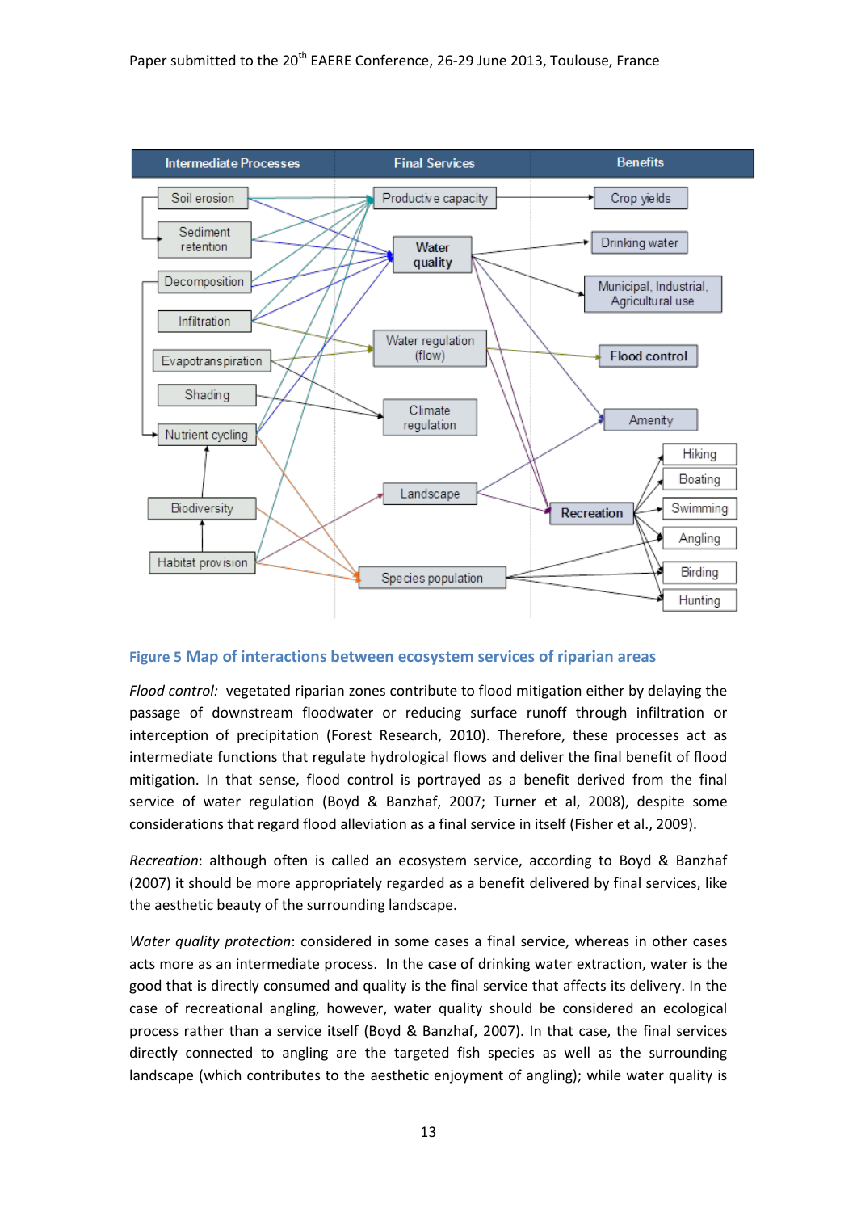**Figure 5 Map of interactions between ecosystem services of riparian areas**

*Flood control:* vegetated riparian zones contribute to flood mitigation either by delaying the passage of downstream floodwater or reducing surface runoff through infiltration or interception of precipitation (Forest Research, 2010). Therefore, these processes act as intermediate functions that regulate hydrological flows and deliver the final benefit of flood mitigation. In that sense, flood control is portrayed as a benefit derived from the final service of water regulation (Boyd & Banzhaf, 2007; Turner et al, 2008), despite some considerations that regard flood alleviation as a final service in itself (Fisher et al., 2009).

*Recreation*: although often is called an ecosystem service, according to Boyd & Banzhaf (2007) it should be more appropriately regarded as a benefit delivered by final services, like the aesthetic beauty of the surrounding landscape.

*Water quality protection*: considered in some cases a final service, whereas in other cases acts more as an intermediate process. In the case of drinking water extraction, water is the good that is directly consumed and quality is the final service that affects its delivery. In the case of recreational angling, however, water quality should be considered an ecological process rather than a service itself (Boyd & Banzhaf, 2007). In that case, the final services directly connected to angling are the targeted fish species as well as the surrounding landscape (which contributes to the aesthetic enjoyment of angling); while water quality is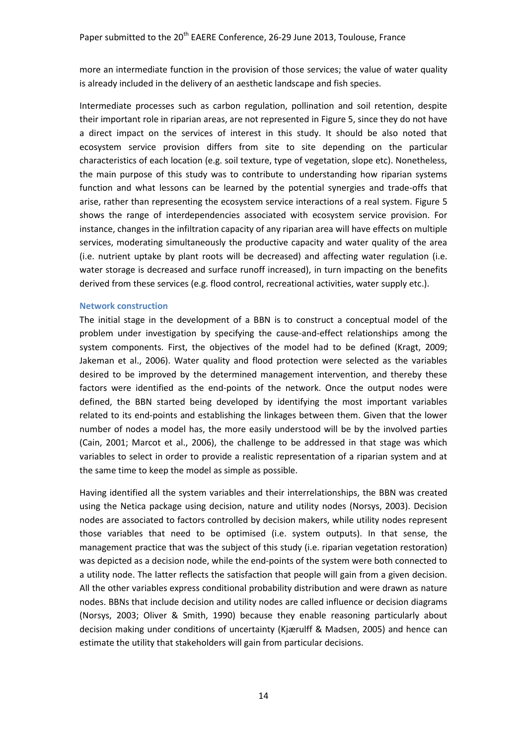more an intermediate function in the provision of those services; the value of water quality is already included in the delivery of an aesthetic landscape and fish species.

Intermediate processes such as carbon regulation, pollination and soil retention, despite their important role in riparian areas, are not represented in Figure 5, since they do not have a direct impact on the services of interest in this study. It should be also noted that ecosystem service provision differs from site to site depending on the particular characteristics of each location (e.g. soil texture, type of vegetation, slope etc). Nonetheless, the main purpose of this study was to contribute to understanding how riparian systems function and what lessons can be learned by the potential synergies and trade-offs that arise, rather than representing the ecosystem service interactions of a real system. Figure 5 shows the range of interdependencies associated with ecosystem service provision. For instance, changes in the infiltration capacity of any riparian area will have effects on multiple services, moderating simultaneously the productive capacity and water quality of the area (i.e. nutrient uptake by plant roots will be decreased) and affecting water regulation (i.e. water storage is decreased and surface runoff increased), in turn impacting on the benefits derived from these services (e.g. flood control, recreational activities, water supply etc.).

### Network construction

The initial stage in the development of a BBN is to construct a conceptual model of the problem under investigation by specifying the cause-and-effect relationships among the system components. First, the objectives of the model had to be defined (Kragt, 2009; Jakeman et al., 2006). Water quality and flood protection were selected as the variables desired to be improved by the determined management intervention, and thereby these factors were identified as the end-points of the network. Once the output nodes were defined, the BBN started being developed by identifying the most important variables related to its end-points and establishing the linkages between them. Given that the lower number of nodes a model has, the more easily understood will be by the involved parties (Cain, 2001; Marcot et al., 2006), the challenge to be addressed in that stage was which variables to select in order to provide a realistic representation of a riparian system and at the same time to keep the model as simple as possible.

Having identified all the system variables and their interrelationships, the BBN was created using the Netica package using decision, nature and utility nodes (Norsys, 2003). Decision nodes are associated to factors controlled by decision makers, while utility nodes represent those variables that need to be optimised (i.e. system outputs). In that sense, the management practice that was the subject of this study (i.e. riparian vegetation restoration) was depicted as a decision node, while the end-points of the system were both connected to a utility node. The latter reflects the satisfaction that people will gain from a given decision. All the other variables express conditional probability distribution and were drawn as nature nodes. BBNs that include decision and utility nodes are called influence or decision diagrams (Norsys, 2003; Oliver & Smith, 1990) because they enable reasoning particularly about decision making under conditions of uncertainty (Kjærulff & Madsen, 2005) and hence can estimate the utility that stakeholders will gain from particular decisions.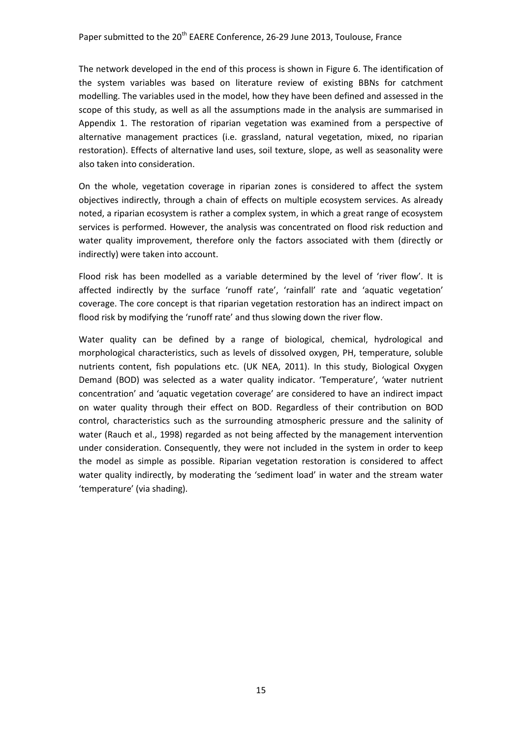The network developed in the end of this process is shown in Figure 6. The identification of the system variables was based on literature review of existing BBNs for catchment modelling. The variables used in the model, how they have been defined and assessed in the scope of this study, as well as all the assumptions made in the analysis are summarised in Appendix 1. The restoration of riparian vegetation was examined from a perspective of alternative management practices (i.e. grassland, natural vegetation, mixed, no riparian restoration). Effects of alternative land uses, soil texture, slope, as well as seasonality were also taken into consideration.

On the whole, vegetation coverage in riparian zones is considered to affect the system objectives indirectly, through a chain of effects on multiple ecosystem services. As already noted, a riparian ecosystem is rather a complex system, in which a great range of ecosystem services is performed. However, the analysis was concentrated on flood risk reduction and water quality improvement, therefore only the factors associated with them (directly or indirectly) were taken into account.

Flood risk has been modelled as a variable determined by the level of 'river flow'. It is affected indirectly by the surface 'runoff rate', 'rainfall' rate and 'aquatic vegetation' coverage. The core concept is that riparian vegetation restoration has an indirect impact on flood risk by modifying the 'runoff rate' and thus slowing down the river flow.

Water quality can be defined by a range of biological, chemical, hydrological and morphological characteristics, such as levels of dissolved oxygen, PH, temperature, soluble nutrients content, fish populations etc. (UK NEA, 2011). In this study, Biological Oxygen Demand (BOD) was selected as a water quality indicator. 'Temperature', 'water nutrient concentration' and 'aquatic vegetation coverage' are considered to have an indirect impact on water quality through their effect on BOD. Regardless of their contribution on BOD control, characteristics such as the surrounding atmospheric pressure and the salinity of water (Rauch et al., 1998) regarded as not being affected by the management intervention under consideration. Consequently, they were not included in the system in order to keep the model as simple as possible. Riparian vegetation restoration is considered to affect water quality indirectly, by moderating the 'sediment load' in water and the stream water 'temperature' (via shading).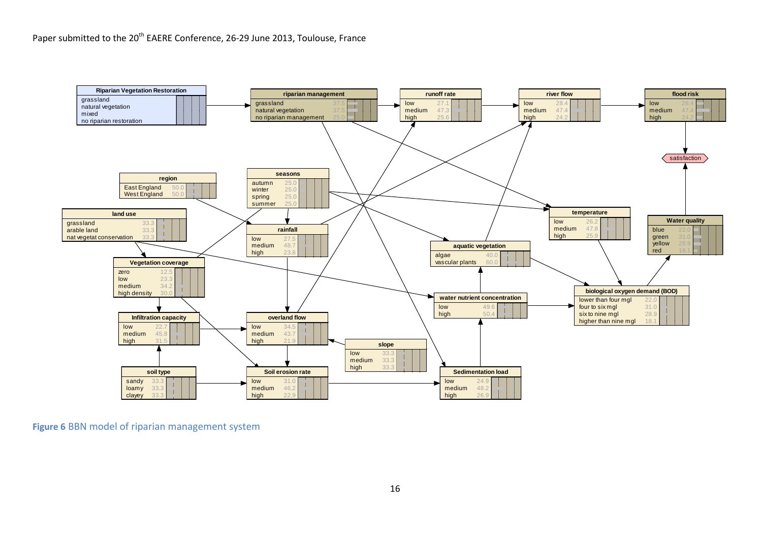**Figure 6** BBN model of riparian management system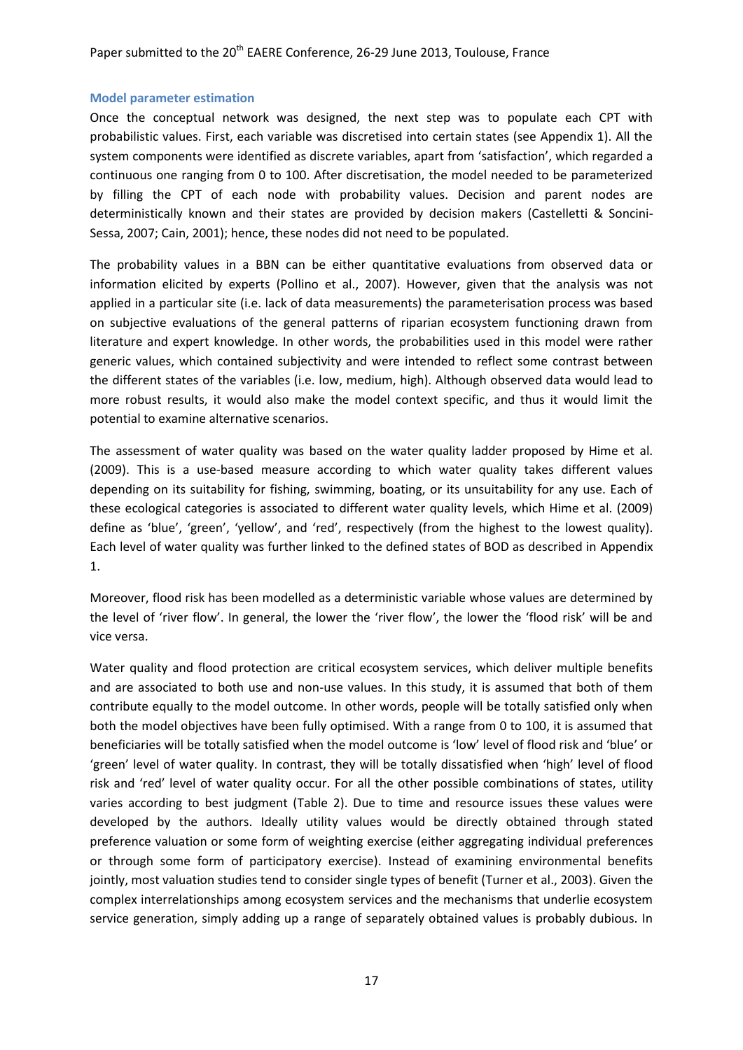### Model parameter estimation

Once the conceptual network was designed, the next step was to populate each CPT with probabilistic values. First, each variable was discretised into certain states (see Appendix 1). All the system components were identified as discrete variables, apart from 'satisfaction', which regarded a continuous one ranging from 0 to 100. After discretisation, the model needed to be parameterized by filling the CPT of each node with probability values. Decision and parent nodes are deterministically known and their states are provided by decision makers (Castelletti & Soncini-Sessa, 2007; Cain, 2001); hence, these nodes did not need to be populated.

The probability values in a BBN can be either quantitative evaluations from observed data or information elicited by experts (Pollino et al., 2007). However, given that the analysis was not applied in a particular site (i.e. lack of data measurements) the parameterisation process was based on subjective evaluations of the general patterns of riparian ecosystem functioning drawn from literature and expert knowledge. In other words, the probabilities used in this model were rather generic values, which contained subjectivity and were intended to reflect some contrast between the different states of the variables (i.e. low, medium, high). Although observed data would lead to more robust results, it would also make the model context specific, and thus it would limit the potential to examine alternative scenarios.

The assessment of water quality was based on the water quality ladder proposed by Hime et al. (2009). This is a use-based measure according to which water quality takes different values depending on its suitability for fishing, swimming, boating, or its unsuitability for any use. Each of these ecological categories is associated to different water quality levels, which Hime et al. (2009) define as 'blue', 'green', 'yellow', and 'red', respectively (from the highest to the lowest quality). Each level of water quality was further linked to the defined states of BOD as described in Appendix 1.

Moreover, flood risk has been modelled as a deterministic variable whose values are determined by the level of 'river flow'. In general, the lower the 'river flow', the lower the 'flood risk' will be and vice versa.

Water quality and flood protection are critical ecosystem services, which deliver multiple benefits and are associated to both use and non-use values. In this study, it is assumed that both of them contribute equally to the model outcome. In other words, people will be totally satisfied only when both the model objectives have been fully optimised. With a range from 0 to 100, it is assumed that beneficiaries will be totally satisfied when the model outcome is 'low' level of flood risk and 'blue' or 'green' level of water quality. In contrast, they will be totally dissatisfied when 'high' level of flood risk and 'red' level of water quality occur. For all the other possible combinations of states, utility varies according to best judgment (Table 2). Due to time and resource issues these values were developed by the authors. Ideally utility values would be directly obtained through stated preference valuation or some form of weighting exercise (either aggregating individual preferences or through some form of participatory exercise). Instead of examining environmental benefits jointly, most valuation studies tend to consider single types of benefit (Turner et al., 2003). Given the complex interrelationships among ecosystem services and the mechanisms that underlie ecosystem service generation, simply adding up a range of separately obtained values is probably dubious. In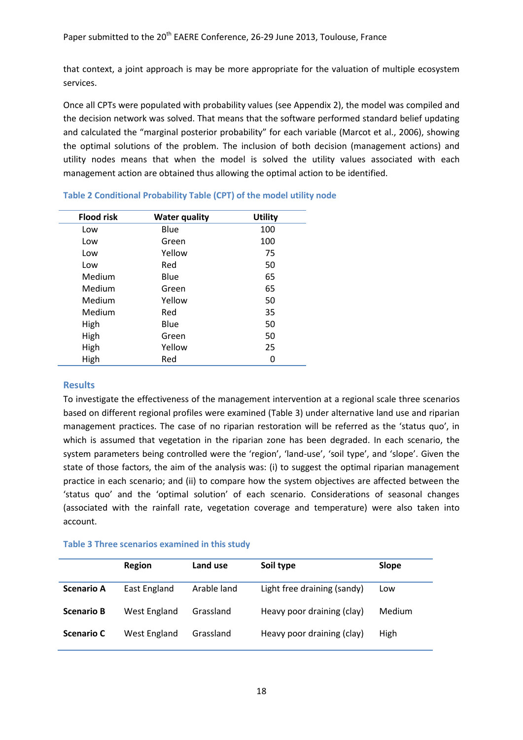that context, a joint approach is may be more appropriate for the valuation of multiple ecosystem services.

Once all CPTs were populated with probability values (see Appendix 2), the model was compiled and the decision network was solved. That means that the software performed standard belief updating and calculated the "marginal posterior probability" for each variable (Marcot et al., 2006), showing the optimal solutions of the problem. The inclusion of both decision (management actions) and utility nodes means that when the model is solved the utility values associated with each management action are obtained thus allowing the optimal action to be identified.

**Table 2 Conditional Probability Table (CPT) of the model utility node**

| Flood risk | Water quality | Utility |
|---|---|---|
| Low | Blue | 100 |
| Low | Green | 100 |
| Low | Yellow | 75 |
| Low | Red | 50 |
| Medium | Blue | 65 |
| Medium | Green | 65 |
| Medium | Yellow | 50 |
| Medium | Red | 35 |
| High | Blue | 50 |
| High | Green | 50 |
| High | Yellow | 25 |
| High | Red | 0 |

## Results

To investigate the effectiveness of the management intervention at a regional scale three scenarios based on different regional profiles were examined (Table 3) under alternative land use and riparian management practices. The case of no riparian restoration will be referred as the 'status quo', in which is assumed that vegetation in the riparian zone has been degraded. In each scenario, the system parameters being controlled were the 'region', 'land-use', 'soil type', and 'slope'. Given the state of those factors, the aim of the analysis was: (i) to suggest the optimal riparian management practice in each scenario; and (ii) to compare how the system objectives are affected between the 'status quo' and the 'optimal solution' of each scenario. Considerations of seasonal changes (associated with the rainfall rate, vegetation coverage and temperature) were also taken into account.

**Table 3 Three scenarios examined in this study**

| | Region | Land use | Soil type | Slope |
|---|---|---|---|---|
| **Scenario A** | East England | Arable land | Light free draining (sandy) | Low |
| **Scenario B** | West England | Grassland | Heavy poor draining (clay) | Medium |
| **Scenario C** | West England | Grassland | Heavy poor draining (clay) | High |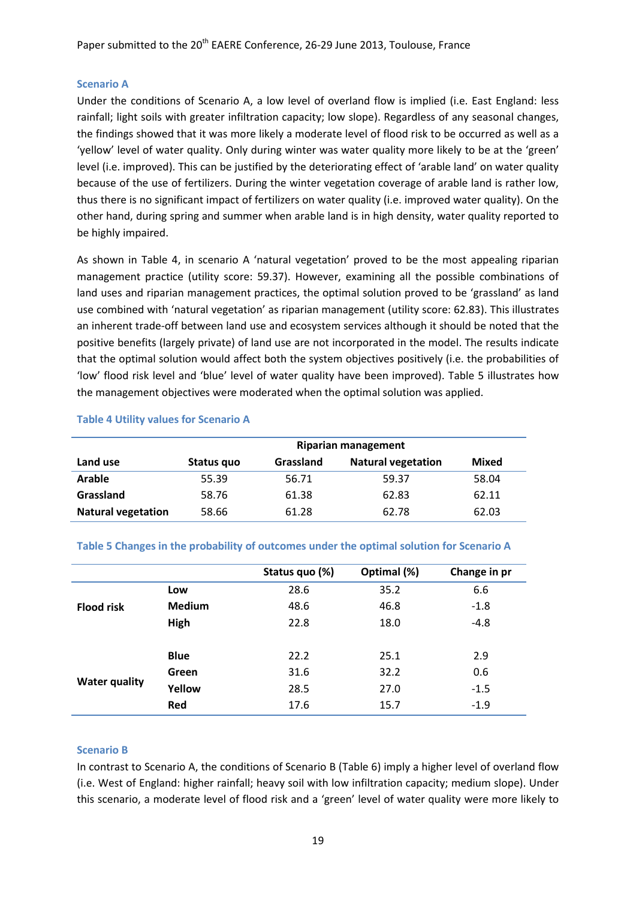### Scenario A

Under the conditions of Scenario A, a low level of overland flow is implied (i.e. East England: less rainfall; light soils with greater infiltration capacity; low slope). Regardless of any seasonal changes, the findings showed that it was more likely a moderate level of flood risk to be occurred as well as a 'yellow' level of water quality. Only during winter was water quality more likely to be at the 'green' level (i.e. improved). This can be justified by the deteriorating effect of 'arable land' on water quality because of the use of fertilizers. During the winter vegetation coverage of arable land is rather low, thus there is no significant impact of fertilizers on water quality (i.e. improved water quality). On the other hand, during spring and summer when arable land is in high density, water quality reported to be highly impaired.

As shown in Table 4, in scenario A 'natural vegetation' proved to be the most appealing riparian management practice (utility score: 59.37). However, examining all the possible combinations of land uses and riparian management practices, the optimal solution proved to be 'grassland' as land use combined with 'natural vegetation' as riparian management (utility score: 62.83). This illustrates an inherent trade-off between land use and ecosystem services although it should be noted that the positive benefits (largely private) of land use are not incorporated in the model. The results indicate that the optimal solution would affect both the system objectives positively (i.e. the probabilities of 'low' flood risk level and 'blue' level of water quality have been improved). Table 5 illustrates how the management objectives were moderated when the optimal solution was applied.

**Table 4 Utility values for Scenario A**

| | Riparian management | | | |
|---|---|---|---|---|
| **Land use** | **Status quo** | **Grassland** | **Natural vegetation** | **Mixed** |
| **Arable** | 55.39 | 56.71 | 59.37 | 58.04 |
| **Grassland** | 58.76 | 61.38 | 62.83 | 62.11 |
| **Natural vegetation** | 58.66 | 61.28 | 62.78 | 62.03 |

**Table 5 Changes in the probability of outcomes under the optimal solution for Scenario A**

| | | Status quo (%) | Optimal (%) | Change in pr |
|---|---|---|---|---|
| **Flood risk** | **Low** | 28.6 | 35.2 | 6.6 |
| | **Medium** | 48.6 | 46.8 | -1.8 |
| | **High** | 22.8 | 18.0 | -4.8 |
| **Water quality** | **Blue** | 22.2 | 25.1 | 2.9 |
| | **Green** | 31.6 | 32.2 | 0.6 |
| | **Yellow** | 28.5 | 27.0 | -1.5 |
| | **Red** | 17.6 | 15.7 | -1.9 |

### Scenario B

In contrast to Scenario A, the conditions of Scenario B (Table 6) imply a higher level of overland flow (i.e. West of England: higher rainfall; heavy soil with low infiltration capacity; medium slope). Under this scenario, a moderate level of flood risk and a 'green' level of water quality were more likely to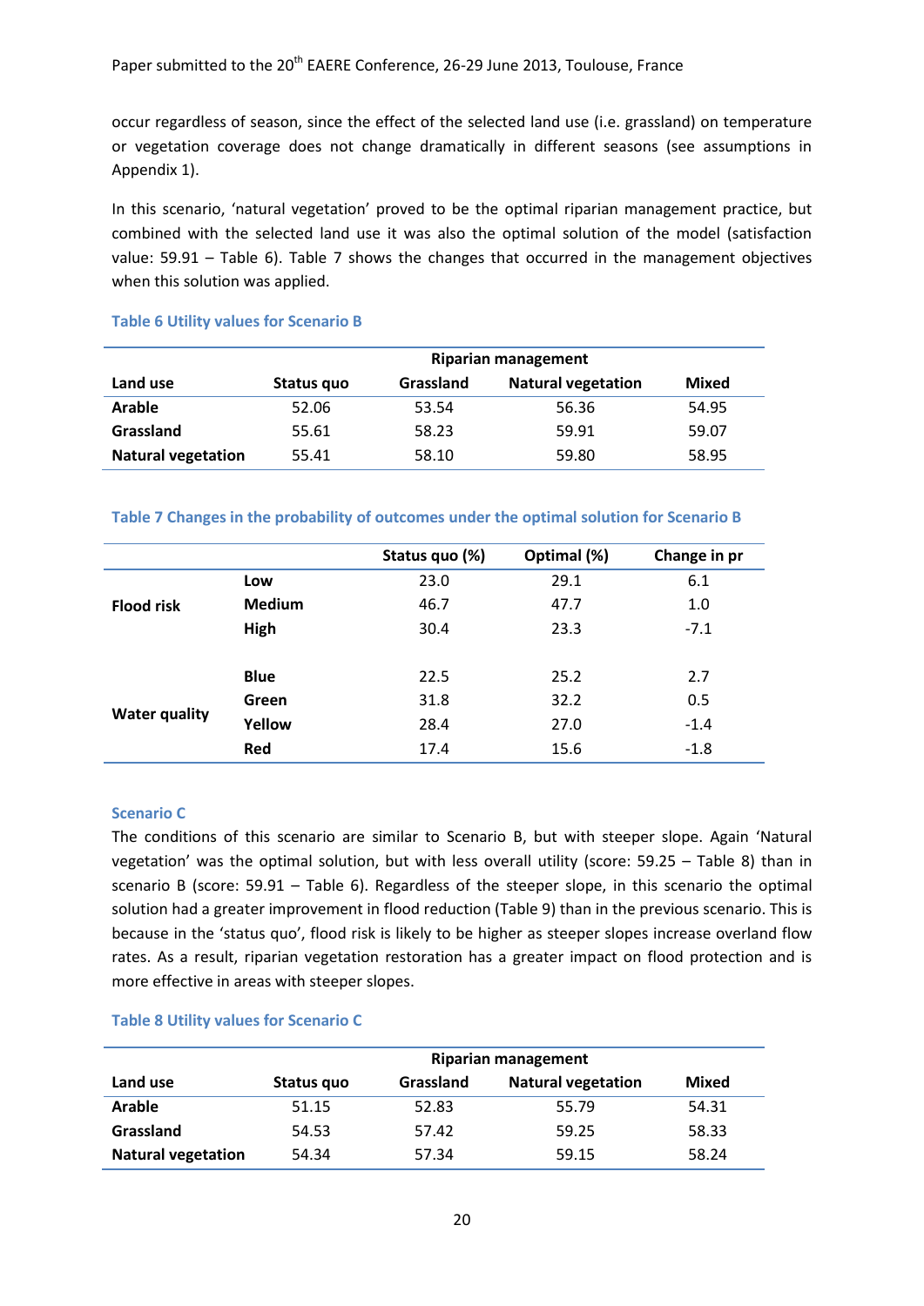occur regardless of season, since the effect of the selected land use (i.e. grassland) on temperature or vegetation coverage does not change dramatically in different seasons (see assumptions in Appendix 1).

In this scenario, 'natural vegetation' proved to be the optimal riparian management practice, but combined with the selected land use it was also the optimal solution of the model (satisfaction value: 59.91 – Table 6). Table 7 shows the changes that occurred in the management objectives when this solution was applied.

**Table 6 Utility values for Scenario B**

| | Riparian management | | | |
|---|---|---|---|---|
| **Land use** | **Status quo** | **Grassland** | **Natural vegetation** | **Mixed** |
| **Arable** | 52.06 | 53.54 | 56.36 | 54.95 |
| **Grassland** | 55.61 | 58.23 | 59.91 | 59.07 |
| **Natural vegetation** | 55.41 | 58.10 | 59.80 | 58.95 |

**Table 7 Changes in the probability of outcomes under the optimal solution for Scenario B**

| | | Status quo (%) | Optimal (%) | Change in pr |
|---|---|---|---|---|
| **Flood risk** | **Low** | 23.0 | 29.1 | 6.1 |
| | **Medium** | 46.7 | 47.7 | 1.0 |
| | **High** | 30.4 | 23.3 | -7.1 |
| **Water quality** | **Blue** | 22.5 | 25.2 | 2.7 |
| | **Green** | 31.8 | 32.2 | 0.5 |
| | **Yellow** | 28.4 | 27.0 | -1.4 |
| | **Red** | 17.4 | 15.6 | -1.8 |

### Scenario C

The conditions of this scenario are similar to Scenario B, but with steeper slope. Again 'Natural vegetation' was the optimal solution, but with less overall utility (score: 59.25 – Table 8) than in scenario B (score: 59.91 – Table 6). Regardless of the steeper slope, in this scenario the optimal solution had a greater improvement in flood reduction (Table 9) than in the previous scenario. This is because in the 'status quo', flood risk is likely to be higher as steeper slopes increase overland flow rates. As a result, riparian vegetation restoration has a greater impact on flood protection and is more effective in areas with steeper slopes.

**Table 8 Utility values for Scenario C**

| | Riparian management | | | |
|---|---|---|---|---|
| **Land use** | **Status quo** | **Grassland** | **Natural vegetation** | **Mixed** |
| **Arable** | 51.15 | 52.83 | 55.79 | 54.31 |
| **Grassland** | 54.53 | 57.42 | 59.25 | 58.33 |
| **Natural vegetation** | 54.34 | 57.34 | 59.15 | 58.24 |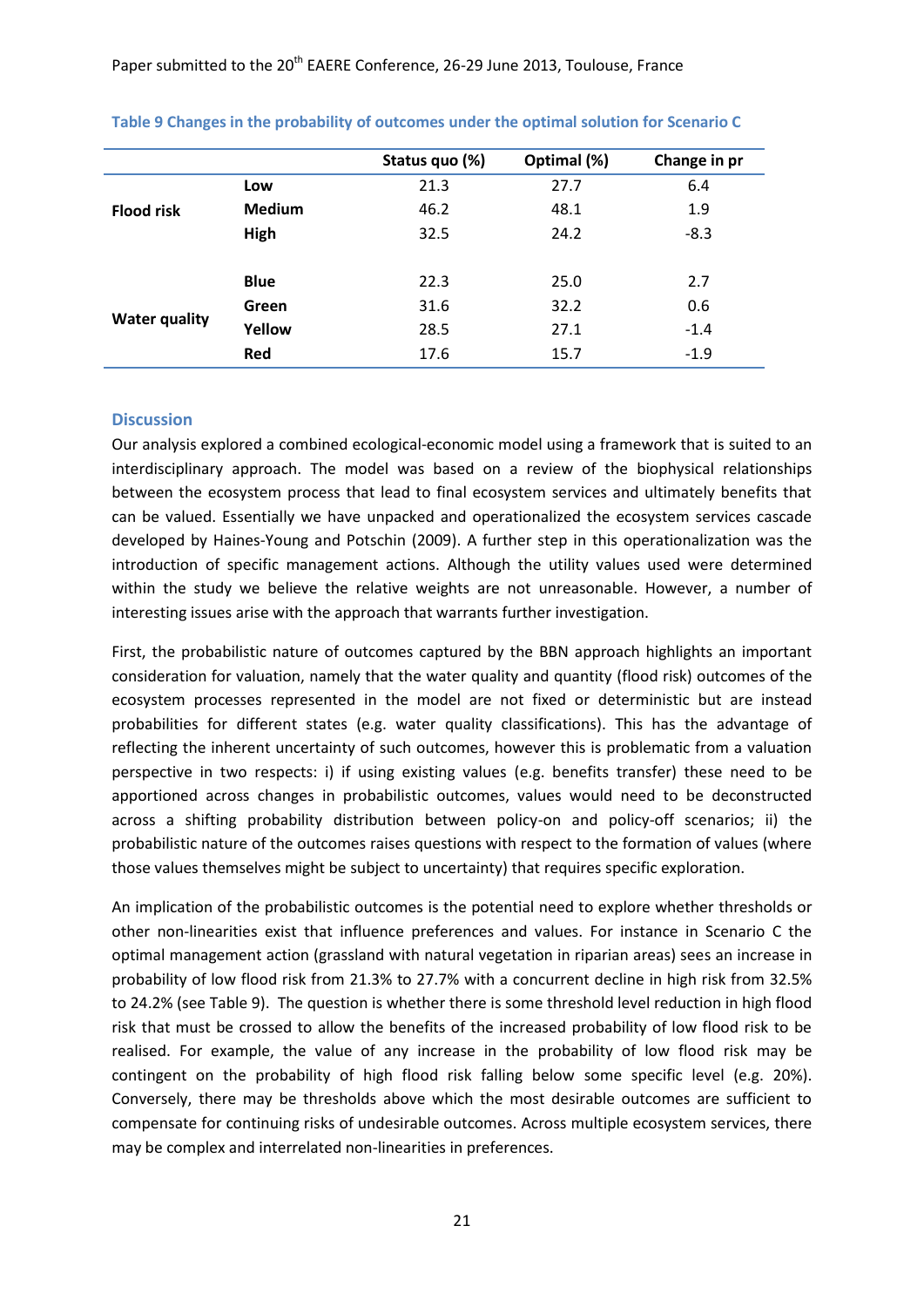**Table 9 Changes in the probability of outcomes under the optimal solution for Scenario C**

| | | Status quo (%) | Optimal (%) | Change in pr |
|---|---|---|---|---|
| **Flood risk** | **Low** | 21.3 | 27.7 | 6.4 |
| | **Medium** | 46.2 | 48.1 | 1.9 |
| | **High** | 32.5 | 24.2 | -8.3 |
| **Water quality** | **Blue** | 22.3 | 25.0 | 2.7 |
| | **Green** | 31.6 | 32.2 | 0.6 |
| | **Yellow** | 28.5 | 27.1 | -1.4 |
| | **Red** | 17.6 | 15.7 | -1.9 |

## Discussion

Our analysis explored a combined ecological-economic model using a framework that is suited to an interdisciplinary approach. The model was based on a review of the biophysical relationships between the ecosystem process that lead to final ecosystem services and ultimately benefits that can be valued. Essentially we have unpacked and operationalized the ecosystem services cascade developed by Haines-Young and Potschin (2009). A further step in this operationalization was the introduction of specific management actions. Although the utility values used were determined within the study we believe the relative weights are not unreasonable. However, a number of interesting issues arise with the approach that warrants further investigation.

First, the probabilistic nature of outcomes captured by the BBN approach highlights an important consideration for valuation, namely that the water quality and quantity (flood risk) outcomes of the ecosystem processes represented in the model are not fixed or deterministic but are instead probabilities for different states (e.g. water quality classifications). This has the advantage of reflecting the inherent uncertainty of such outcomes, however this is problematic from a valuation perspective in two respects: i) if using existing values (e.g. benefits transfer) these need to be apportioned across changes in probabilistic outcomes, values would need to be deconstructed across a shifting probability distribution between policy-on and policy-off scenarios; ii) the probabilistic nature of the outcomes raises questions with respect to the formation of values (where those values themselves might be subject to uncertainty) that requires specific exploration.

An implication of the probabilistic outcomes is the potential need to explore whether thresholds or other non-linearities exist that influence preferences and values. For instance in Scenario C the optimal management action (grassland with natural vegetation in riparian areas) sees an increase in probability of low flood risk from 21.3% to 27.7% with a concurrent decline in high risk from 32.5% to 24.2% (see Table 9). The question is whether there is some threshold level reduction in high flood risk that must be crossed to allow the benefits of the increased probability of low flood risk to be realised. For example, the value of any increase in the probability of low flood risk may be contingent on the probability of high flood risk falling below some specific level (e.g. 20%). Conversely, there may be thresholds above which the most desirable outcomes are sufficient to compensate for continuing risks of undesirable outcomes. Across multiple ecosystem services, there may be complex and interrelated non-linearities in preferences.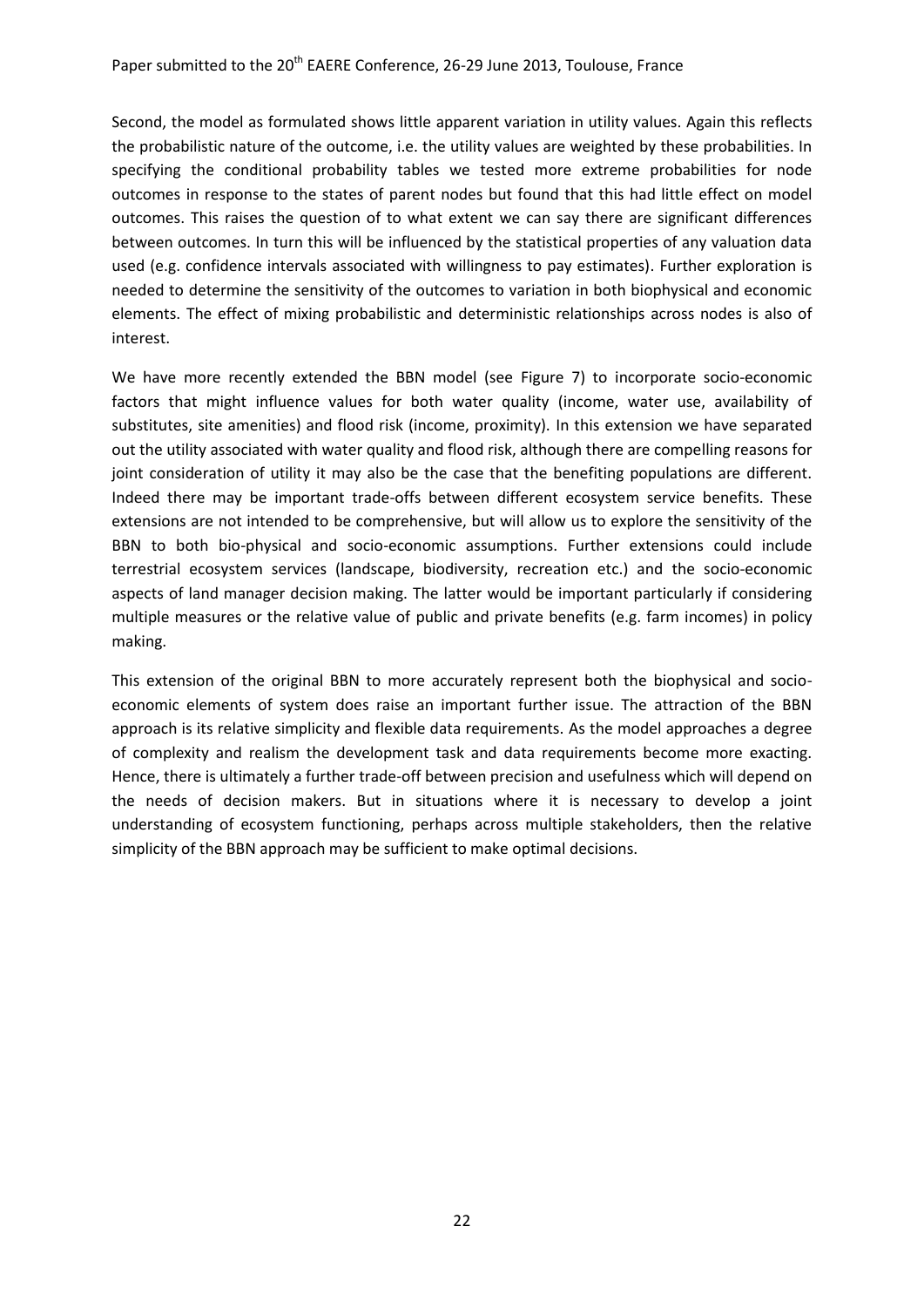Second, the model as formulated shows little apparent variation in utility values. Again this reflects the probabilistic nature of the outcome, i.e. the utility values are weighted by these probabilities. In specifying the conditional probability tables we tested more extreme probabilities for node outcomes in response to the states of parent nodes but found that this had little effect on model outcomes. This raises the question of to what extent we can say there are significant differences between outcomes. In turn this will be influenced by the statistical properties of any valuation data used (e.g. confidence intervals associated with willingness to pay estimates). Further exploration is needed to determine the sensitivity of the outcomes to variation in both biophysical and economic elements. The effect of mixing probabilistic and deterministic relationships across nodes is also of interest.

We have more recently extended the BBN model (see Figure 7) to incorporate socio-economic factors that might influence values for both water quality (income, water use, availability of substitutes, site amenities) and flood risk (income, proximity). In this extension we have separated out the utility associated with water quality and flood risk, although there are compelling reasons for joint consideration of utility it may also be the case that the benefiting populations are different. Indeed there may be important trade-offs between different ecosystem service benefits. These extensions are not intended to be comprehensive, but will allow us to explore the sensitivity of the BBN to both bio-physical and socio-economic assumptions. Further extensions could include terrestrial ecosystem services (landscape, biodiversity, recreation etc.) and the socio-economic aspects of land manager decision making. The latter would be important particularly if considering multiple measures or the relative value of public and private benefits (e.g. farm incomes) in policy making.

This extension of the original BBN to more accurately represent both the biophysical and socio-economic elements of system does raise an important further issue. The attraction of the BBN approach is its relative simplicity and flexible data requirements. As the model approaches a degree of complexity and realism the development task and data requirements become more exacting. Hence, there is ultimately a further trade-off between precision and usefulness which will depend on the needs of decision makers. But in situations where it is necessary to develop a joint understanding of ecosystem functioning, perhaps across multiple stakeholders, then the relative simplicity of the BBN approach may be sufficient to make optimal decisions.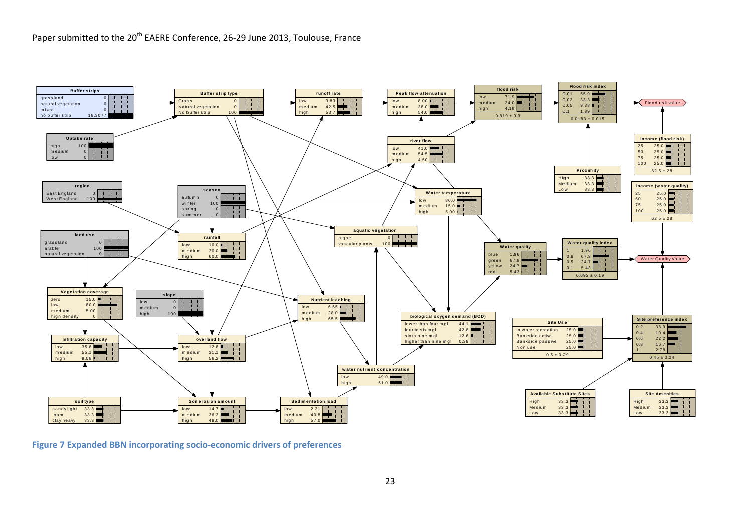**Buffer strips**

| | |
|---|---|
| grassland | 0 |
| natural vegetation | 0 |
| mixed | 0 |
| no buffer strip | 18.3077 |

**Buffer strip type**

| | |
|---|---|
| Grass | 0 |
| Natural vegetation | 0 |
| No buffer strip | 100 |

**runoff rate**

| | |
|---|---|
| low | 3.83 |
| medium | 42.5 |
| high | 53.7 |

**Peak flow attenuation**

| | |
|---|---|
| low | 8.00 |
| medium | 38.0 |
| high | 54.0 |

**flood risk**

| | |
|---|---|
| low | 71.9 |
| medium | 24.0 |
| high | 4.18 |

0.819 ± 0.3

**Flood risk index**

| | |
|---|---|
| 0.01 | 55.9 |
| 0.02 | 33.3 |
| 0.05 | 9.38 |
| 0.1 | 1.39 |

0.0183 ± 0.015

Flood risk value

**Uptake rate**

| | |
|---|---|
| high | 100 |
| medium | 0 |
| low | 0 |

**river flow**

| | |
|---|---|
| low | 41.0 |
| medium | 54.5 |
| high | 4.50 |

**Income (flood risk)**

| | |
|---|---|
| 25 | 25.0 |
| 50 | 25.0 |
| 75 | 25.0 |
| 100 | 25.0 |

62.5 ± 28

**Proximity**

| | |
|---|---|
| High | 33.3 |
| Medium | 33.3 |
| Low | 33.3 |

**region**

| | |
|---|---|
| East England | 0 |
| West England | 100 |

**season**

| | |
|---|---|
| autumn | 0 |
| winter | 100 |
| spring | 0 |
| summer | 0 |

**Water temperature**

| | |
|---|---|
| low | 80.0 |
| medium | 15.0 |
| high | 5.00 |

**Income (water quality)**

| | |
|---|---|
| 25 | 25.0 |
| 50 | 25.0 |
| 75 | 25.0 |
| 100 | 25.0 |

62.5 ± 28

**land use**

| | |
|---|---|
| grassland | 0 |
| arable | 100 |
| natural vegetation | 0 |

**rainfall**

| | |
|---|---|
| low | 10.0 |
| medium | 30.0 |
| high | 60.0 |

**aquatic vegetation**

| | |
|---|---|
| algae | 0 |
| vascular plants | 100 |

**Water quality**

| | |
|---|---|
| blue | 1.96 |
| green | 67.9 |
| yellow | 24.7 |
| red | 5.43 |

**Water quality index**

| | |
|---|---|
| 1 | 1.96 |
| 0.8 | 67.9 |
| 0.5 | 24.7 |
| 0.1 | 5.43 |

0.692 ± 0.19

Water Quality Value

**Vegetation coverage**

| | |
|---|---|
| zero | 15.0 |
| low | 80.0 |
| medium | 5.00 |
| high density | 0 |

**slope**

| | |
|---|---|
| low | 0 |
| medium | 0 |
| high | 100 |

**Nutrient leaching**

| | |
|---|---|
| low | 6.55 |
| medium | 28.0 |
| high | 65.5 |

**biological oxygen demand (BOD)**

| | |
|---|---|
| lower than four mgl | 44.1 |
| four to six mgl | 42.8 |
| six to nine mgl | 12.6 |
| higher than nine mgl | 0.38 |

**Site Use**

| | |
|---|---|
| In water recreation | 25.0 |
| Bankside active | 25.0 |
| Bankside passive | 25.0 |
| Non use | 25.0 |

0.5 ± 0.29

**Site preference index**

| | |
|---|---|
| 0.2 | 38.9 |
| 0.4 | 19.4 |
| 0.6 | 22.2 |
| 0.8 | 16.7 |
| 1 | 2.78 |

0.45 ± 0.24

**Infiltration capacity**

| | |
|---|---|
| low | 35.8 |
| medium | 55.1 |
| high | 9.08 |

**overland flow**

| | |
|---|---|
| low | 12.8 |
| medium | 31.1 |
| high | 56.2 |

**water nutrient concentration**

| | |
|---|---|
| low | 49.0 |
| high | 51.0 |

**soil type**

| | |
|---|---|
| sandy light | 33.3 |
| loam | 33.3 |
| clay heavy | 33.3 |

**Soil erosion amount**

| | |
|---|---|
| low | 14.7 |
| medium | 36.3 |
| high | 49.0 |

**Sedimentation load**

| | |
|---|---|
| low | 2.21 |
| medium | 40.8 |
| high | 57.0 |

**Available Substitute Sites**

| | |
|---|---|
| High | 33.3 |
| Medium | 33.3 |
| Low | 33.3 |

**Site Amenities**

| | |
|---|---|
| High | 33.3 |
| Medium | 33.3 |
| Low | 33.3 |

**Figure 7 Expanded BBN incorporating socio-economic drivers of preferences**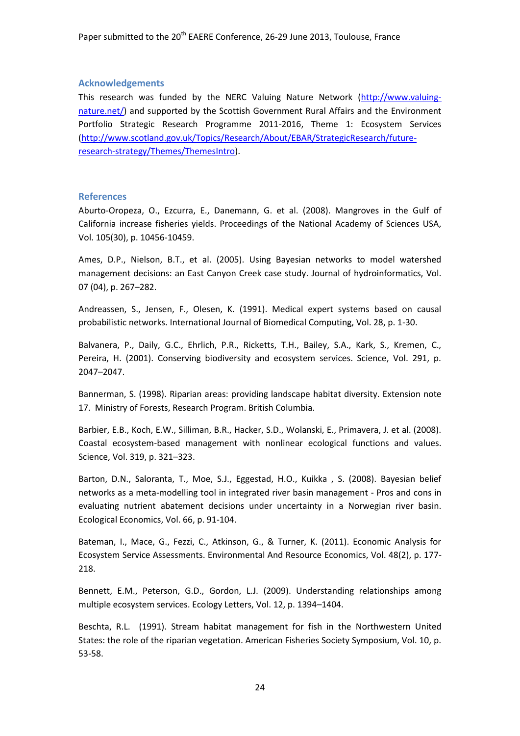## Acknowledgements

This research was funded by the NERC Valuing Nature Network (http://www.valuing-nature.net/) and supported by the Scottish Government Rural Affairs and the Environment Portfolio Strategic Research Programme 2011-2016, Theme 1: Ecosystem Services (http://www.scotland.gov.uk/Topics/Research/About/EBAR/StrategicResearch/future-research-strategy/Themes/ThemesIntro).

## References

Aburto-Oropeza, O., Ezcurra, E., Danemann, G. et al. (2008). Mangroves in the Gulf of California increase fisheries yields. Proceedings of the National Academy of Sciences USA, Vol. 105(30), p. 10456-10459.

Ames, D.P., Nielson, B.T., et al. (2005). Using Bayesian networks to model watershed management decisions: an East Canyon Creek case study. Journal of hydroinformatics, Vol. 07 (04), p. 267–282.

Andreassen, S., Jensen, F., Olesen, K. (1991). Medical expert systems based on causal probabilistic networks. International Journal of Biomedical Computing, Vol. 28, p. 1-30.

Balvanera, P., Daily, G.C., Ehrlich, P.R., Ricketts, T.H., Bailey, S.A., Kark, S., Kremen, C., Pereira, H. (2001). Conserving biodiversity and ecosystem services. Science, Vol. 291, p. 2047–2047.

Bannerman, S. (1998). Riparian areas: providing landscape habitat diversity. Extension note 17. Ministry of Forests, Research Program. British Columbia.

Barbier, E.B., Koch, E.W., Silliman, B.R., Hacker, S.D., Wolanski, E., Primavera, J. et al. (2008). Coastal ecosystem-based management with nonlinear ecological functions and values. Science, Vol. 319, p. 321–323.

Barton, D.N., Saloranta, T., Moe, S.J., Eggestad, H.O., Kuikka , S. (2008). Bayesian belief networks as a meta-modelling tool in integrated river basin management - Pros and cons in evaluating nutrient abatement decisions under uncertainty in a Norwegian river basin. Ecological Economics, Vol. 66, p. 91-104.

Bateman, I., Mace, G., Fezzi, C., Atkinson, G., & Turner, K. (2011). Economic Analysis for Ecosystem Service Assessments. Environmental And Resource Economics, Vol. 48(2), p. 177-218.

Bennett, E.M., Peterson, G.D., Gordon, L.J. (2009). Understanding relationships among multiple ecosystem services. Ecology Letters, Vol. 12, p. 1394–1404.

Beschta, R.L. (1991). Stream habitat management for fish in the Northwestern United States: the role of the riparian vegetation. American Fisheries Society Symposium, Vol. 10, p. 53-58.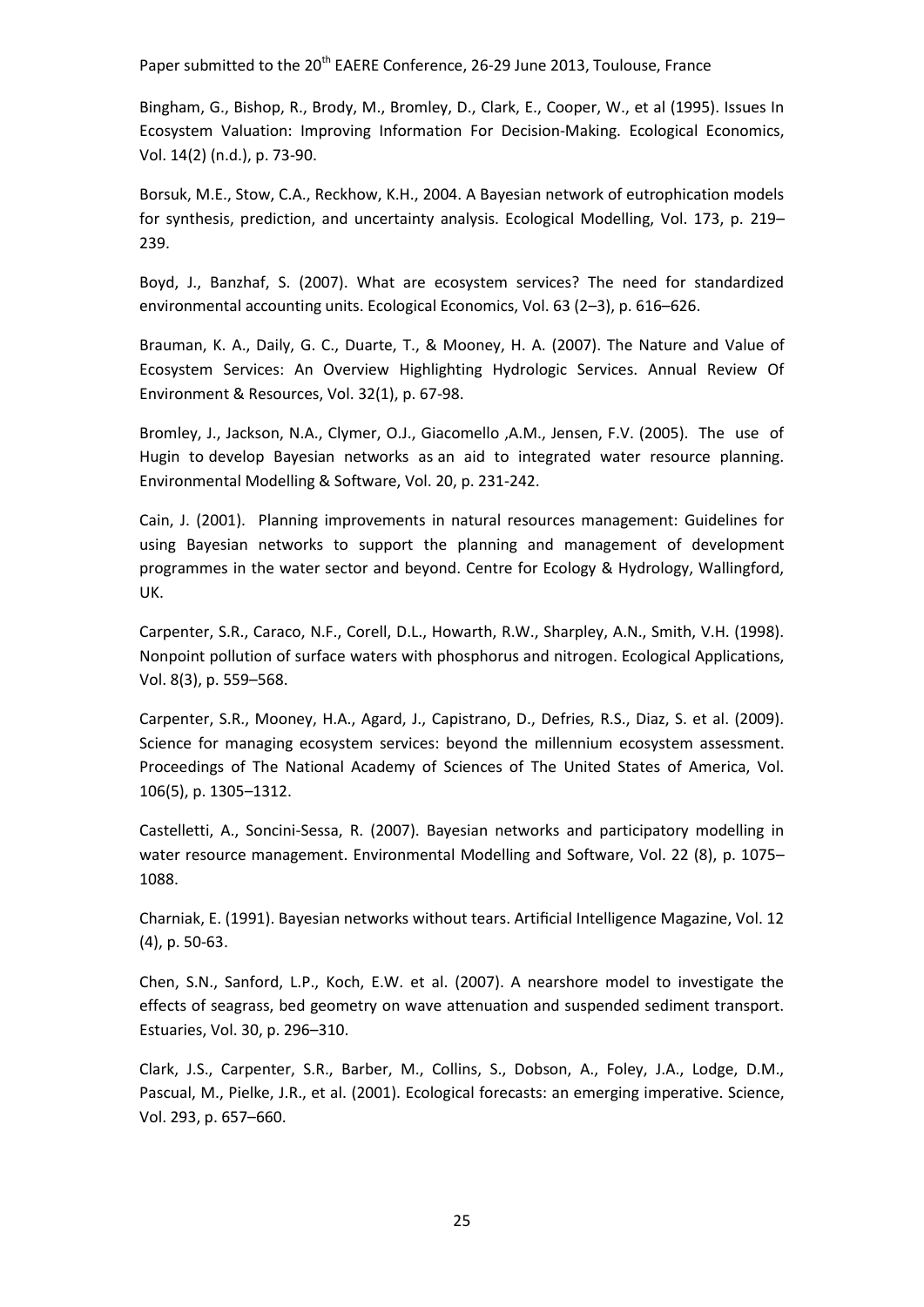Bingham, G., Bishop, R., Brody, M., Bromley, D., Clark, E., Cooper, W., et al (1995). Issues In Ecosystem Valuation: Improving Information For Decision-Making. Ecological Economics, Vol. 14(2) (n.d.), p. 73-90.

Borsuk, M.E., Stow, C.A., Reckhow, K.H., 2004. A Bayesian network of eutrophication models for synthesis, prediction, and uncertainty analysis. Ecological Modelling, Vol. 173, p. 219–239.

Boyd, J., Banzhaf, S. (2007). What are ecosystem services? The need for standardized environmental accounting units. Ecological Economics, Vol. 63 (2–3), p. 616–626.

Brauman, K. A., Daily, G. C., Duarte, T., & Mooney, H. A. (2007). The Nature and Value of Ecosystem Services: An Overview Highlighting Hydrologic Services. Annual Review Of Environment & Resources, Vol. 32(1), p. 67-98.

Bromley, J., Jackson, N.A., Clymer, O.J., Giacomello ,A.M., Jensen, F.V. (2005). The use of Hugin to develop Bayesian networks as an aid to integrated water resource planning. Environmental Modelling & Software, Vol. 20, p. 231-242.

Cain, J. (2001). Planning improvements in natural resources management: Guidelines for using Bayesian networks to support the planning and management of development programmes in the water sector and beyond. Centre for Ecology & Hydrology, Wallingford, UK.

Carpenter, S.R., Caraco, N.F., Corell, D.L., Howarth, R.W., Sharpley, A.N., Smith, V.H. (1998). Nonpoint pollution of surface waters with phosphorus and nitrogen. Ecological Applications, Vol. 8(3), p. 559–568.

Carpenter, S.R., Mooney, H.A., Agard, J., Capistrano, D., Defries, R.S., Diaz, S. et al. (2009). Science for managing ecosystem services: beyond the millennium ecosystem assessment. Proceedings of The National Academy of Sciences of The United States of America, Vol. 106(5), p. 1305–1312.

Castelletti, A., Soncini-Sessa, R. (2007). Bayesian networks and participatory modelling in water resource management. Environmental Modelling and Software, Vol. 22 (8), p. 1075–1088.

Charniak, E. (1991). Bayesian networks without tears. Artificial Intelligence Magazine, Vol. 12 (4), p. 50-63.

Chen, S.N., Sanford, L.P., Koch, E.W. et al. (2007). A nearshore model to investigate the effects of seagrass, bed geometry on wave attenuation and suspended sediment transport. Estuaries, Vol. 30, p. 296–310.

Clark, J.S., Carpenter, S.R., Barber, M., Collins, S., Dobson, A., Foley, J.A., Lodge, D.M., Pascual, M., Pielke, J.R., et al. (2001). Ecological forecasts: an emerging imperative. Science, Vol. 293, p. 657–660.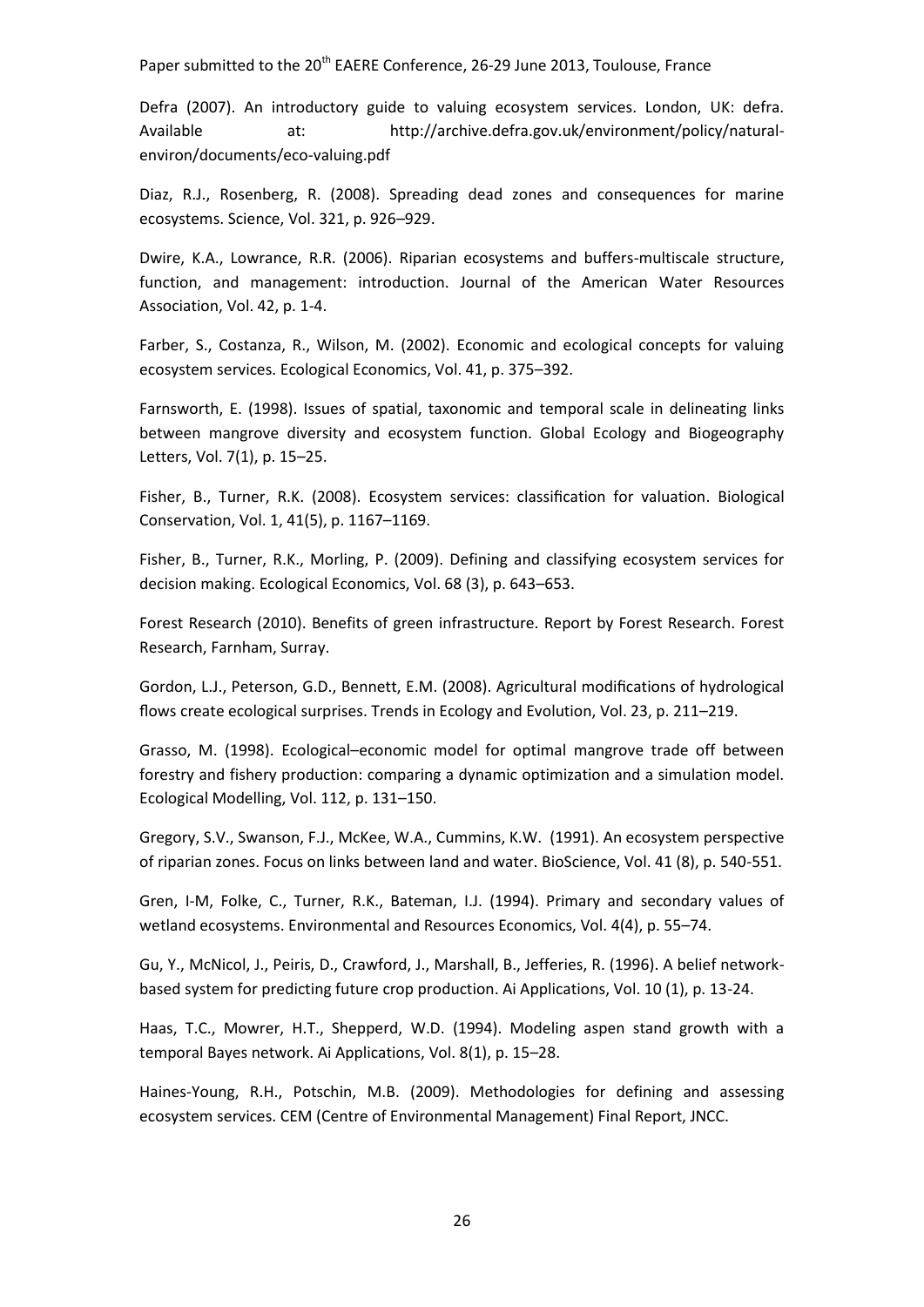Defra (2007). An introductory guide to valuing ecosystem services. London, UK: defra. Available at: http://archive.defra.gov.uk/environment/policy/natural-environ/documents/eco-valuing.pdf

Diaz, R.J., Rosenberg, R. (2008). Spreading dead zones and consequences for marine ecosystems. Science, Vol. 321, p. 926–929.

Dwire, K.A., Lowrance, R.R. (2006). Riparian ecosystems and buffers-multiscale structure, function, and management: introduction. Journal of the American Water Resources Association, Vol. 42, p. 1-4.

Farber, S., Costanza, R., Wilson, M. (2002). Economic and ecological concepts for valuing ecosystem services. Ecological Economics, Vol. 41, p. 375–392.

Farnsworth, E. (1998). Issues of spatial, taxonomic and temporal scale in delineating links between mangrove diversity and ecosystem function. Global Ecology and Biogeography Letters, Vol. 7(1), p. 15–25.

Fisher, B., Turner, R.K. (2008). Ecosystem services: classification for valuation. Biological Conservation, Vol. 1, 41(5), p. 1167–1169.

Fisher, B., Turner, R.K., Morling, P. (2009). Defining and classifying ecosystem services for decision making. Ecological Economics, Vol. 68 (3), p. 643–653.

Forest Research (2010). Benefits of green infrastructure. Report by Forest Research. Forest Research, Farnham, Surray.

Gordon, L.J., Peterson, G.D., Bennett, E.M. (2008). Agricultural modifications of hydrological flows create ecological surprises. Trends in Ecology and Evolution, Vol. 23, p. 211–219.

Grasso, M. (1998). Ecological–economic model for optimal mangrove trade off between forestry and fishery production: comparing a dynamic optimization and a simulation model. Ecological Modelling, Vol. 112, p. 131–150.

Gregory, S.V., Swanson, F.J., McKee, W.A., Cummins, K.W. (1991). An ecosystem perspective of riparian zones. Focus on links between land and water. BioScience, Vol. 41 (8), p. 540-551.

Gren, I-M, Folke, C., Turner, R.K., Bateman, I.J. (1994). Primary and secondary values of wetland ecosystems. Environmental and Resources Economics, Vol. 4(4), p. 55–74.

Gu, Y., McNicol, J., Peiris, D., Crawford, J., Marshall, B., Jefferies, R. (1996). A belief network-based system for predicting future crop production. Ai Applications, Vol. 10 (1), p. 13-24.

Haas, T.C., Mowrer, H.T., Shepperd, W.D. (1994). Modeling aspen stand growth with a temporal Bayes network. Ai Applications, Vol. 8(1), p. 15–28.

Haines-Young, R.H., Potschin, M.B. (2009). Methodologies for defining and assessing ecosystem services. CEM (Centre of Environmental Management) Final Report, JNCC.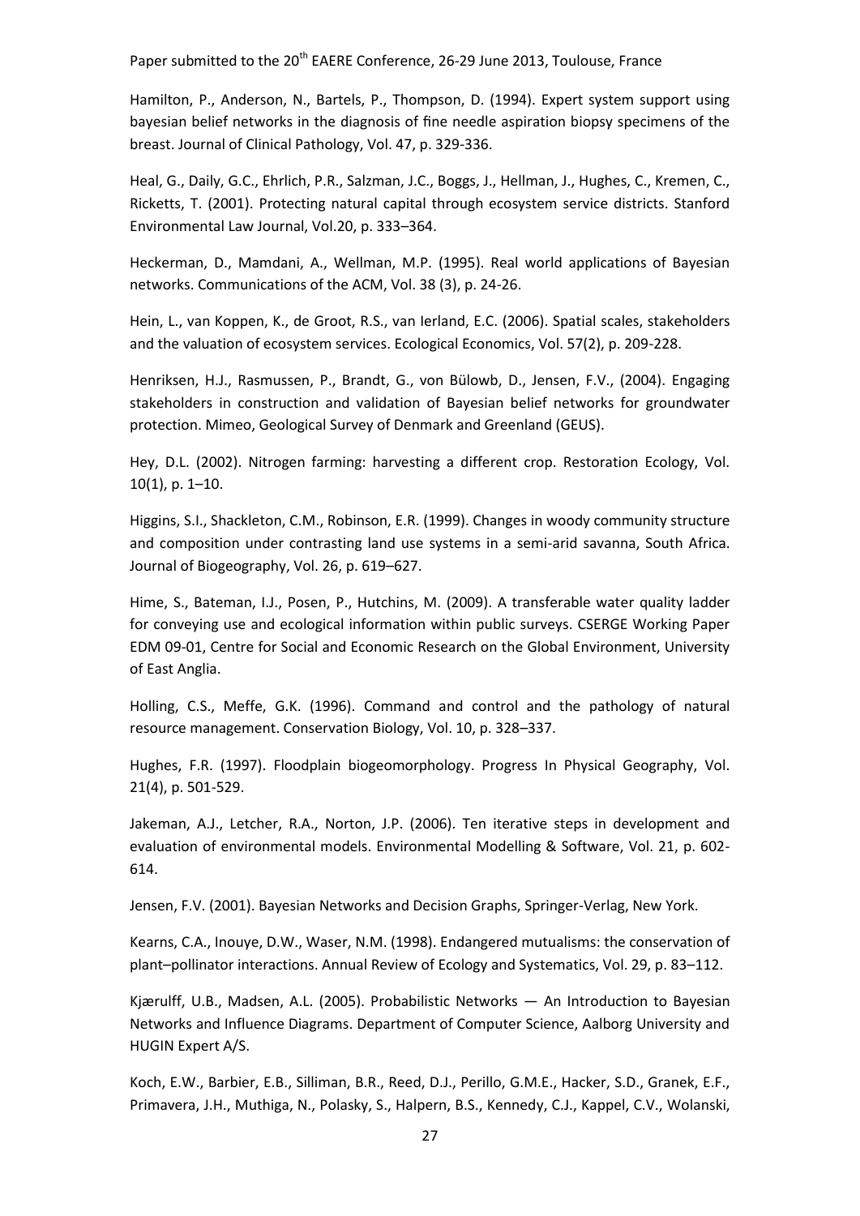Hamilton, P., Anderson, N., Bartels, P., Thompson, D. (1994). Expert system support using bayesian belief networks in the diagnosis of fine needle aspiration biopsy specimens of the breast. Journal of Clinical Pathology, Vol. 47, p. 329-336.

Heal, G., Daily, G.C., Ehrlich, P.R., Salzman, J.C., Boggs, J., Hellman, J., Hughes, C., Kremen, C., Ricketts, T. (2001). Protecting natural capital through ecosystem service districts. Stanford Environmental Law Journal, Vol.20, p. 333–364.

Heckerman, D., Mamdani, A., Wellman, M.P. (1995). Real world applications of Bayesian networks. Communications of the ACM, Vol. 38 (3), p. 24-26.

Hein, L., van Koppen, K., de Groot, R.S., van Ierland, E.C. (2006). Spatial scales, stakeholders and the valuation of ecosystem services. Ecological Economics, Vol. 57(2), p. 209-228.

Henriksen, H.J., Rasmussen, P., Brandt, G., von Bülowb, D., Jensen, F.V., (2004). Engaging stakeholders in construction and validation of Bayesian belief networks for groundwater protection. Mimeo, Geological Survey of Denmark and Greenland (GEUS).

Hey, D.L. (2002). Nitrogen farming: harvesting a different crop. Restoration Ecology, Vol. 10(1), p. 1–10.

Higgins, S.I., Shackleton, C.M., Robinson, E.R. (1999). Changes in woody community structure and composition under contrasting land use systems in a semi-arid savanna, South Africa. Journal of Biogeography, Vol. 26, p. 619–627.

Hime, S., Bateman, I.J., Posen, P., Hutchins, M. (2009). A transferable water quality ladder for conveying use and ecological information within public surveys. CSERGE Working Paper EDM 09-01, Centre for Social and Economic Research on the Global Environment, University of East Anglia.

Holling, C.S., Meffe, G.K. (1996). Command and control and the pathology of natural resource management. Conservation Biology, Vol. 10, p. 328–337.

Hughes, F.R. (1997). Floodplain biogeomorphology. Progress In Physical Geography, Vol. 21(4), p. 501-529.

Jakeman, A.J., Letcher, R.A., Norton, J.P. (2006). Ten iterative steps in development and evaluation of environmental models. Environmental Modelling & Software, Vol. 21, p. 602-614.

Jensen, F.V. (2001). Bayesian Networks and Decision Graphs, Springer-Verlag, New York.

Kearns, C.A., Inouye, D.W., Waser, N.M. (1998). Endangered mutualisms: the conservation of plant–pollinator interactions. Annual Review of Ecology and Systematics, Vol. 29, p. 83–112.

Kjærulff, U.B., Madsen, A.L. (2005). Probabilistic Networks — An Introduction to Bayesian Networks and Influence Diagrams. Department of Computer Science, Aalborg University and HUGIN Expert A/S.

Koch, E.W., Barbier, E.B., Silliman, B.R., Reed, D.J., Perillo, G.M.E., Hacker, S.D., Granek, E.F., Primavera, J.H., Muthiga, N., Polasky, S., Halpern, B.S., Kennedy, C.J., Kappel, C.V., Wolanski,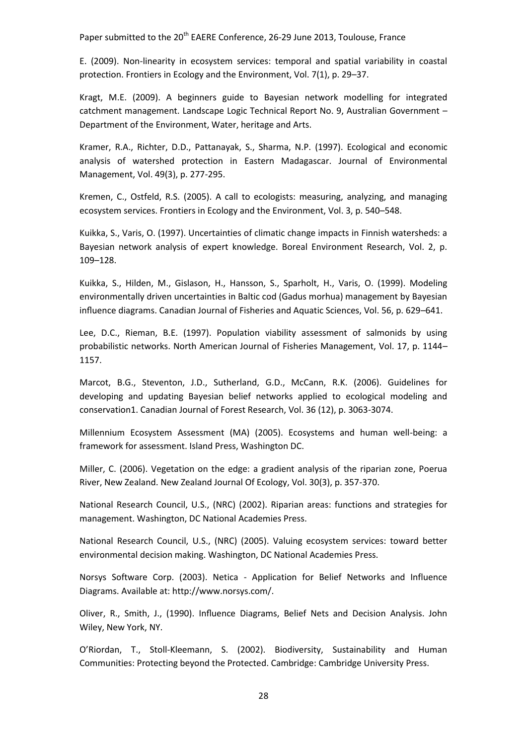E. (2009). Non-linearity in ecosystem services: temporal and spatial variability in coastal protection. Frontiers in Ecology and the Environment, Vol. 7(1), p. 29–37.

Kragt, M.E. (2009). A beginners guide to Bayesian network modelling for integrated catchment management. Landscape Logic Technical Report No. 9, Australian Government – Department of the Environment, Water, heritage and Arts.

Kramer, R.A., Richter, D.D., Pattanayak, S., Sharma, N.P. (1997). Ecological and economic analysis of watershed protection in Eastern Madagascar. Journal of Environmental Management, Vol. 49(3), p. 277-295.

Kremen, C., Ostfeld, R.S. (2005). A call to ecologists: measuring, analyzing, and managing ecosystem services. Frontiers in Ecology and the Environment, Vol. 3, p. 540–548.

Kuikka, S., Varis, O. (1997). Uncertainties of climatic change impacts in Finnish watersheds: a Bayesian network analysis of expert knowledge. Boreal Environment Research, Vol. 2, p. 109–128.

Kuikka, S., Hilden, M., Gislason, H., Hansson, S., Sparholt, H., Varis, O. (1999). Modeling environmentally driven uncertainties in Baltic cod (Gadus morhua) management by Bayesian influence diagrams. Canadian Journal of Fisheries and Aquatic Sciences, Vol. 56, p. 629–641.

Lee, D.C., Rieman, B.E. (1997). Population viability assessment of salmonids by using probabilistic networks. North American Journal of Fisheries Management, Vol. 17, p. 1144–1157.

Marcot, B.G., Steventon, J.D., Sutherland, G.D., McCann, R.K. (2006). Guidelines for developing and updating Bayesian belief networks applied to ecological modeling and conservation1. Canadian Journal of Forest Research, Vol. 36 (12), p. 3063-3074.

Millennium Ecosystem Assessment (MA) (2005). Ecosystems and human well-being: a framework for assessment. Island Press, Washington DC.

Miller, C. (2006). Vegetation on the edge: a gradient analysis of the riparian zone, Poerua River, New Zealand. New Zealand Journal Of Ecology, Vol. 30(3), p. 357-370.

National Research Council, U.S., (NRC) (2002). Riparian areas: functions and strategies for management. Washington, DC National Academies Press.

National Research Council, U.S., (NRC) (2005). Valuing ecosystem services: toward better environmental decision making. Washington, DC National Academies Press.

Norsys Software Corp. (2003). Netica - Application for Belief Networks and Influence Diagrams. Available at: http://www.norsys.com/.

Oliver, R., Smith, J., (1990). Influence Diagrams, Belief Nets and Decision Analysis. John Wiley, New York, NY.

O'Riordan, T., Stoll-Kleemann, S. (2002). Biodiversity, Sustainability and Human Communities: Protecting beyond the Protected. Cambridge: Cambridge University Press.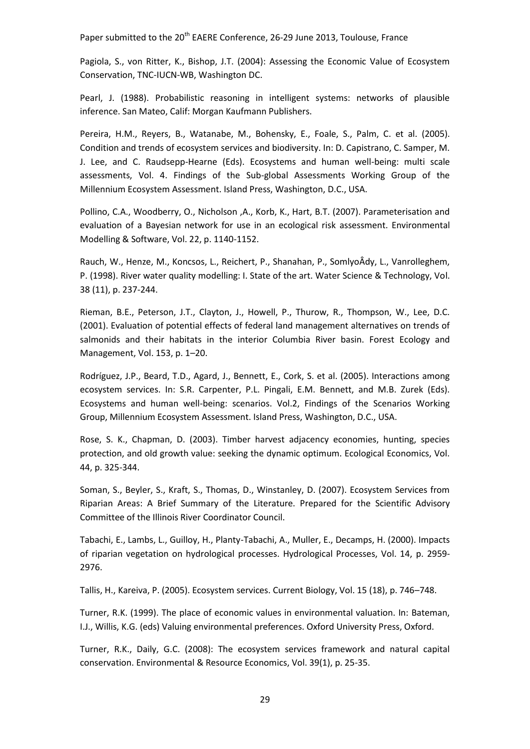Pagiola, S., von Ritter, K., Bishop, J.T. (2004): Assessing the Economic Value of Ecosystem Conservation, TNC-IUCN-WB, Washington DC.

Pearl, J. (1988). Probabilistic reasoning in intelligent systems: networks of plausible inference. San Mateo, Calif: Morgan Kaufmann Publishers.

Pereira, H.M., Reyers, B., Watanabe, M., Bohensky, E., Foale, S., Palm, C. et al. (2005). Condition and trends of ecosystem services and biodiversity. In: D. Capistrano, C. Samper, M. J. Lee, and C. Raudsepp-Hearne (Eds). Ecosystems and human well-being: multi scale assessments, Vol. 4. Findings of the Sub-global Assessments Working Group of the Millennium Ecosystem Assessment. Island Press, Washington, D.C., USA.

Pollino, C.A., Woodberry, O., Nicholson ,A., Korb, K., Hart, B.T. (2007). Parameterisation and evaluation of a Bayesian network for use in an ecological risk assessment. Environmental Modelling & Software, Vol. 22, p. 1140-1152.

Rauch, W., Henze, M., Koncsos, L., Reichert, P., Shanahan, P., SomlyoÂdy, L., Vanrolleghem, P. (1998). River water quality modelling: I. State of the art. Water Science & Technology, Vol. 38 (11), p. 237-244.

Rieman, B.E., Peterson, J.T., Clayton, J., Howell, P., Thurow, R., Thompson, W., Lee, D.C. (2001). Evaluation of potential effects of federal land management alternatives on trends of salmonids and their habitats in the interior Columbia River basin. Forest Ecology and Management, Vol. 153, p. 1–20.

Rodríguez, J.P., Beard, T.D., Agard, J., Bennett, E., Cork, S. et al. (2005). Interactions among ecosystem services. In: S.R. Carpenter, P.L. Pingali, E.M. Bennett, and M.B. Zurek (Eds). Ecosystems and human well-being: scenarios. Vol.2, Findings of the Scenarios Working Group, Millennium Ecosystem Assessment. Island Press, Washington, D.C., USA.

Rose, S. K., Chapman, D. (2003). Timber harvest adjacency economies, hunting, species protection, and old growth value: seeking the dynamic optimum. Ecological Economics, Vol. 44, p. 325-344.

Soman, S., Beyler, S., Kraft, S., Thomas, D., Winstanley, D. (2007). Ecosystem Services from Riparian Areas: A Brief Summary of the Literature. Prepared for the Scientific Advisory Committee of the Illinois River Coordinator Council.

Tabachi, E., Lambs, L., Guilloy, H., Planty-Tabachi, A., Muller, E., Decamps, H. (2000). Impacts of riparian vegetation on hydrological processes. Hydrological Processes, Vol. 14, p. 2959-2976.

Tallis, H., Kareiva, P. (2005). Ecosystem services. Current Biology, Vol. 15 (18), p. 746–748.

Turner, R.K. (1999). The place of economic values in environmental valuation. In: Bateman, I.J., Willis, K.G. (eds) Valuing environmental preferences. Oxford University Press, Oxford.

Turner, R.K., Daily, G.C. (2008): The ecosystem services framework and natural capital conservation. Environmental & Resource Economics, Vol. 39(1), p. 25-35.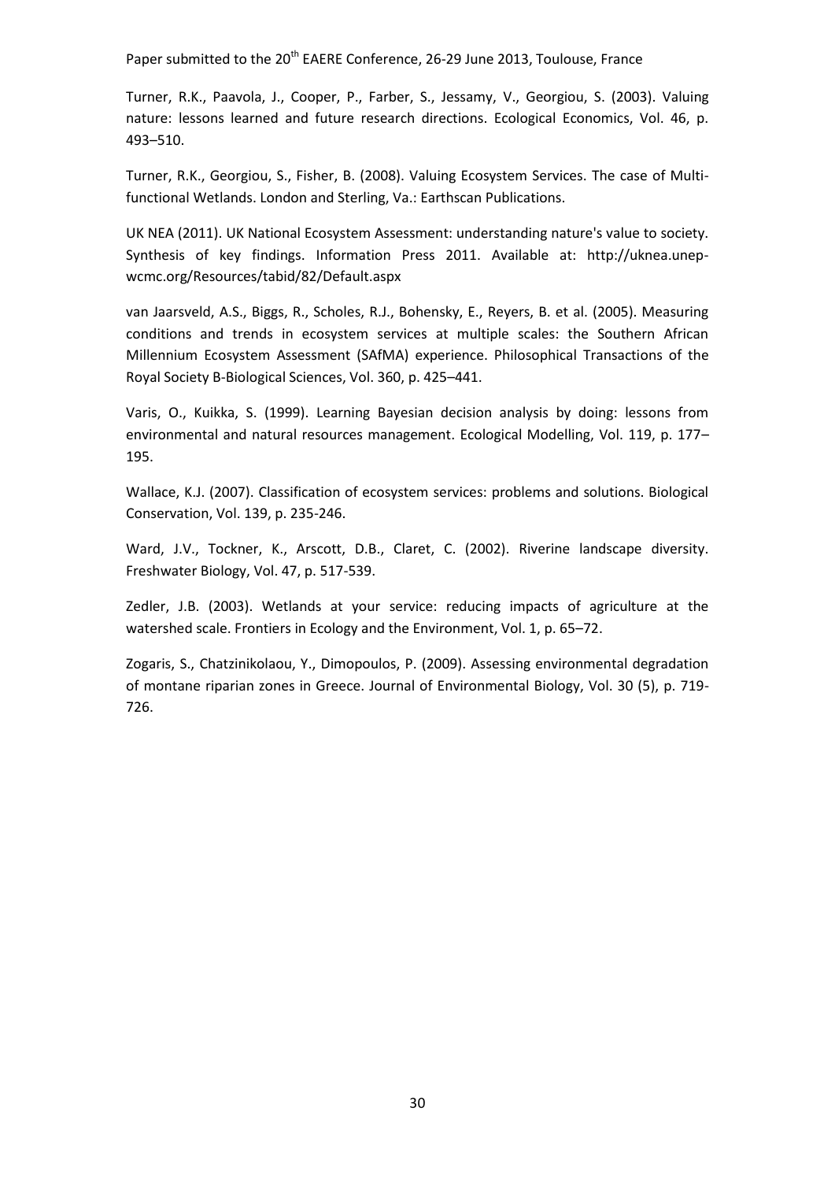Turner, R.K., Paavola, J., Cooper, P., Farber, S., Jessamy, V., Georgiou, S. (2003). Valuing nature: lessons learned and future research directions. Ecological Economics, Vol. 46, p. 493–510.

Turner, R.K., Georgiou, S., Fisher, B. (2008). Valuing Ecosystem Services. The case of Multi-functional Wetlands. London and Sterling, Va.: Earthscan Publications.

UK NEA (2011). UK National Ecosystem Assessment: understanding nature's value to society. Synthesis of key findings. Information Press 2011. Available at: http://uknea.unep-wcmc.org/Resources/tabid/82/Default.aspx

van Jaarsveld, A.S., Biggs, R., Scholes, R.J., Bohensky, E., Reyers, B. et al. (2005). Measuring conditions and trends in ecosystem services at multiple scales: the Southern African Millennium Ecosystem Assessment (SAfMA) experience. Philosophical Transactions of the Royal Society B-Biological Sciences, Vol. 360, p. 425–441.

Varis, O., Kuikka, S. (1999). Learning Bayesian decision analysis by doing: lessons from environmental and natural resources management. Ecological Modelling, Vol. 119, p. 177–195.

Wallace, K.J. (2007). Classification of ecosystem services: problems and solutions. Biological Conservation, Vol. 139, p. 235-246.

Ward, J.V., Tockner, K., Arscott, D.B., Claret, C. (2002). Riverine landscape diversity. Freshwater Biology, Vol. 47, p. 517-539.

Zedler, J.B. (2003). Wetlands at your service: reducing impacts of agriculture at the watershed scale. Frontiers in Ecology and the Environment, Vol. 1, p. 65–72.

Zogaris, S., Chatzinikolaou, Y., Dimopoulos, P. (2009). Assessing environmental degradation of montane riparian zones in Greece. Journal of Environmental Biology, Vol. 30 (5), p. 719-726.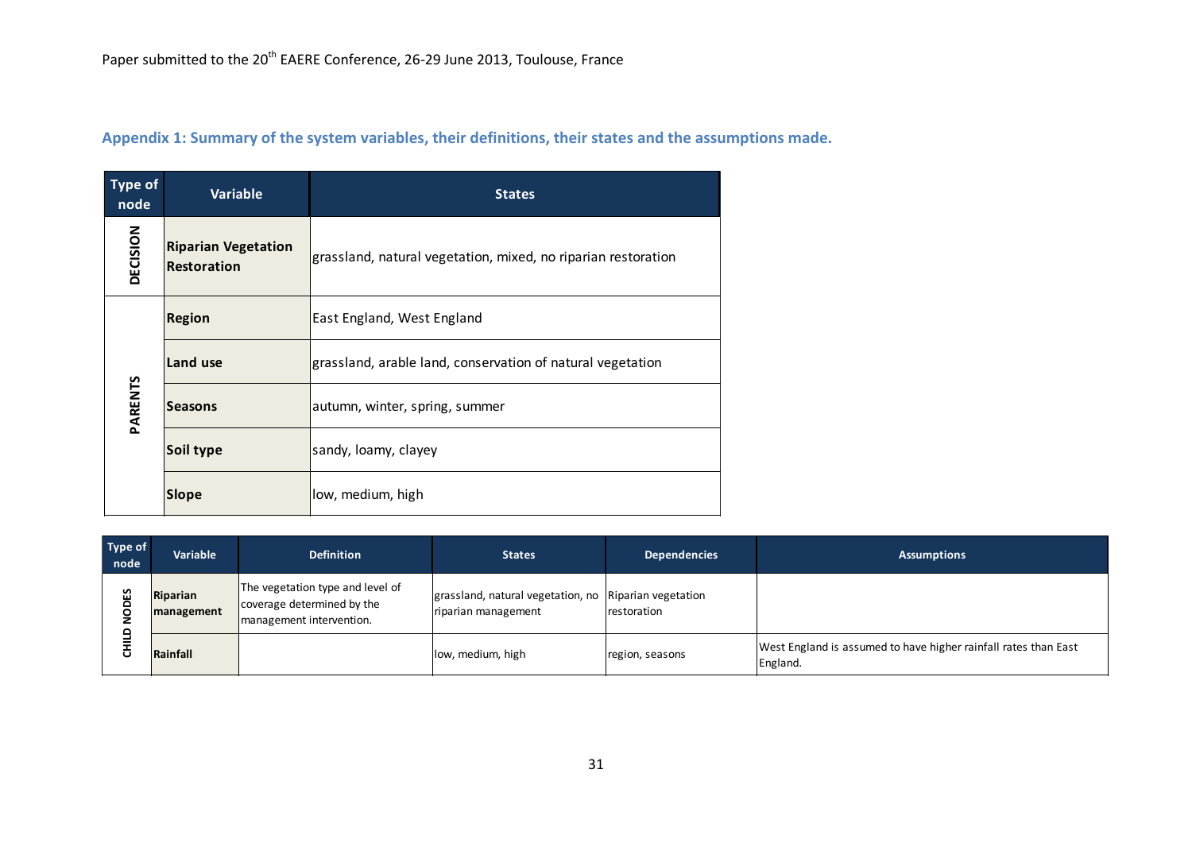## Appendix 1: Summary of the system variables, their definitions, their states and the assumptions made.

| Type of node | Variable | States |
|---|---|---|
| DECISION | **Riparian Vegetation Restoration** | grassland, natural vegetation, mixed, no riparian restoration |
| PARENTS | **Region** | East England, West England |
| | **Land use** | grassland, arable land, conservation of natural vegetation |
| | **Seasons** | autumn, winter, spring, summer |
| | **Soil type** | sandy, loamy, clayey |
| | **Slope** | low, medium, high |

| Type of node | Variable | Definition | States | Dependencies | Assumptions |
|---|---|---|---|---|---|
| CHILD NODES | **Riparian management** | The vegetation type and level of coverage determined by the management intervention. | grassland, natural vegetation, no riparian management | Riparian vegetation restoration | |
| | **Rainfall** | | low, medium, high | region, seasons | West England is assumed to have higher rainfall rates than East England. |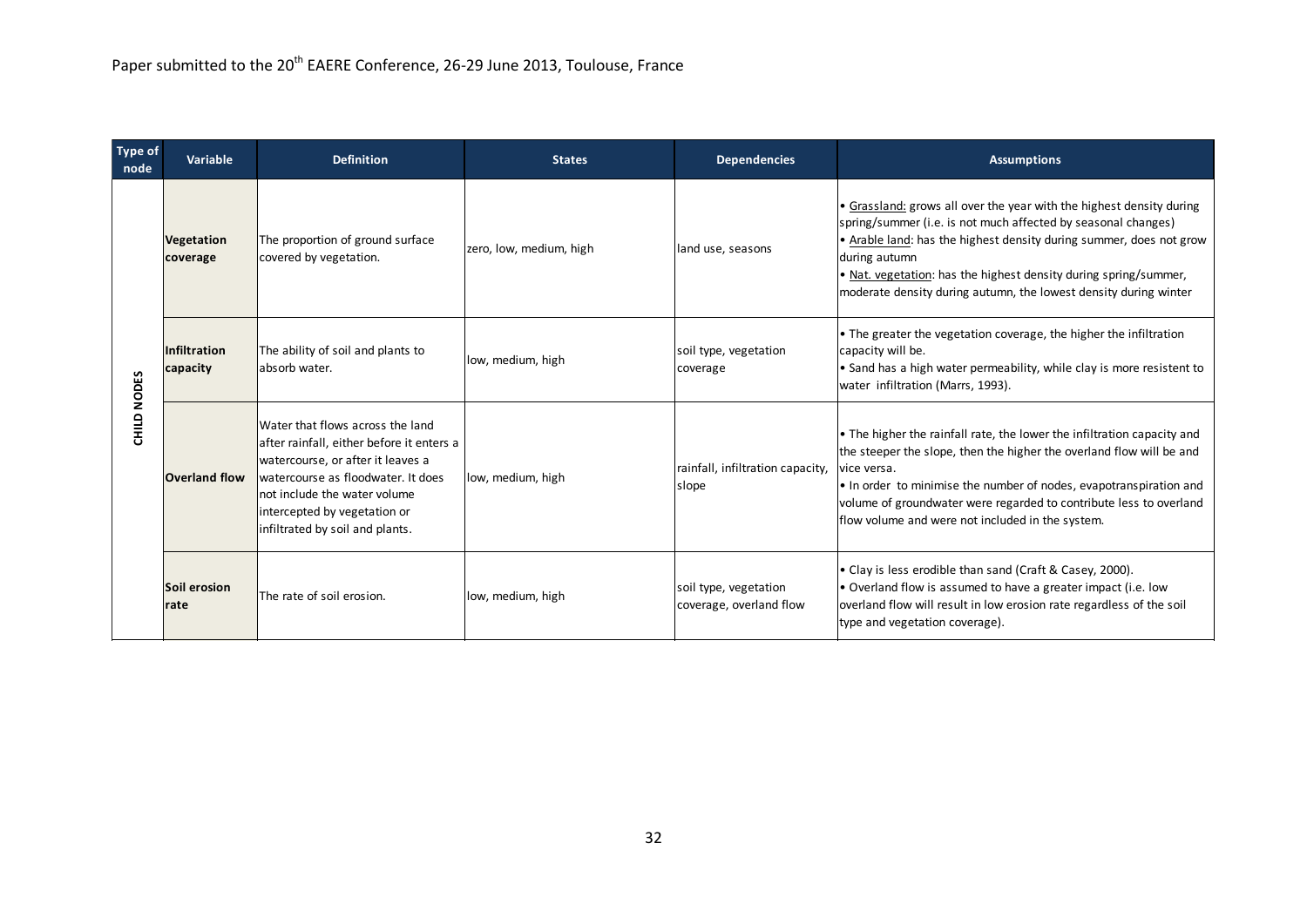| Type of node | Variable | Definition | States | Dependencies | Assumptions |
|---|---|---|---|---|---|
| CHILD NODES | **Vegetation coverage** | The proportion of ground surface covered by vegetation. | zero, low, medium, high | land use, seasons | • Grassland: grows all over the year with the highest density during spring/summer (i.e. is not much affected by seasonal changes)<br>• Arable land: has the highest density during summer, does not grow during autumn<br>• Nat. vegetation: has the highest density during spring/summer, moderate density during autumn, the lowest density during winter |
| | **Infiltration capacity** | The ability of soil and plants to absorb water. | low, medium, high | soil type, vegetation coverage | • The greater the vegetation coverage, the higher the infiltration capacity will be.<br>• Sand has a high water permeability, while clay is more resistent to water infiltration (Marrs, 1993). |
| | **Overland flow** | Water that flows across the land after rainfall, either before it enters a watercourse, or after it leaves a watercourse as floodwater. It does not include the water volume intercepted by vegetation or infiltrated by soil and plants. | low, medium, high | rainfall, infiltration capacity, slope | • The higher the rainfall rate, the lower the infiltration capacity and the steeper the slope, then the higher the overland flow will be and vice versa.<br>• In order to minimise the number of nodes, evapotranspiration and volume of groundwater were regarded to contribute less to overland flow volume and were not included in the system. |
| | **Soil erosion rate** | The rate of soil erosion. | low, medium, high | soil type, vegetation coverage, overland flow | • Clay is less erodible than sand (Craft & Casey, 2000).<br>• Overland flow is assumed to have a greater impact (i.e. low overland flow will result in low erosion rate regardless of the soil type and vegetation coverage). |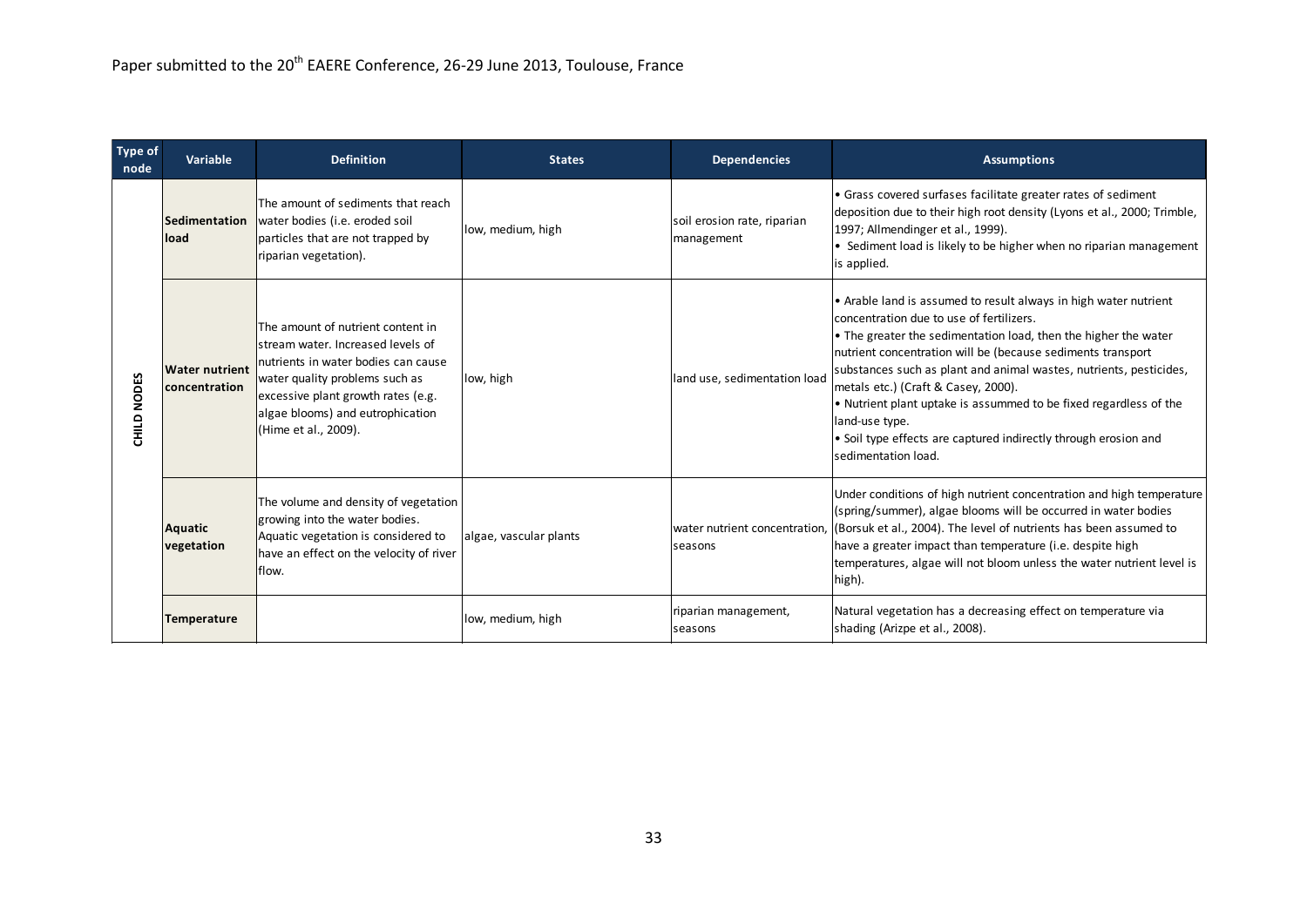| Type of node | Variable | Definition | States | Dependencies | Assumptions |
|---|---|---|---|---|---|
| CHILD NODES | **Sedimentation load** | The amount of sediments that reach water bodies (i.e. eroded soil particles that are not trapped by riparian vegetation). | low, medium, high | soil erosion rate, riparian management | • Grass covered surfases facilitate greater rates of sediment deposition due to their high root density (Lyons et al., 2000; Trimble, 1997; Allmendinger et al., 1999).<br>• Sediment load is likely to be higher when no riparian management is applied. |
| | **Water nutrient concentration** | The amount of nutrient content in stream water. Increased levels of nutrients in water bodies can cause water quality problems such as excessive plant growth rates (e.g. algae blooms) and eutrophication (Hime et al., 2009). | low, high | land use, sedimentation load | • Arable land is assumed to result always in high water nutrient concentration due to use of fertilizers.<br>• The greater the sedimentation load, then the higher the water nutrient concentration will be (because sediments transport substances such as plant and animal wastes, nutrients, pesticides, metals etc.) (Craft & Casey, 2000).<br>• Nutrient plant uptake is assummed to be fixed regardless of the land-use type.<br>• Soil type effects are captured indirectly through erosion and sedimentation load. |
| | **Aquatic vegetation** | The volume and density of vegetation growing into the water bodies. Aquatic vegetation is considered to have an effect on the velocity of river flow. | algae, vascular plants | water nutrient concentration, seasons | Under conditions of high nutrient concentration and high temperature (spring/summer), algae blooms will be occurred in water bodies (Borsuk et al., 2004). The level of nutrients has been assumed to have a greater impact than temperature (i.e. despite high temperatures, algae will not bloom unless the water nutrient level is high). |
| | **Temperature** | | low, medium, high | riparian management, seasons | Natural vegetation has a decreasing effect on temperature via shading (Arizpe et al., 2008). |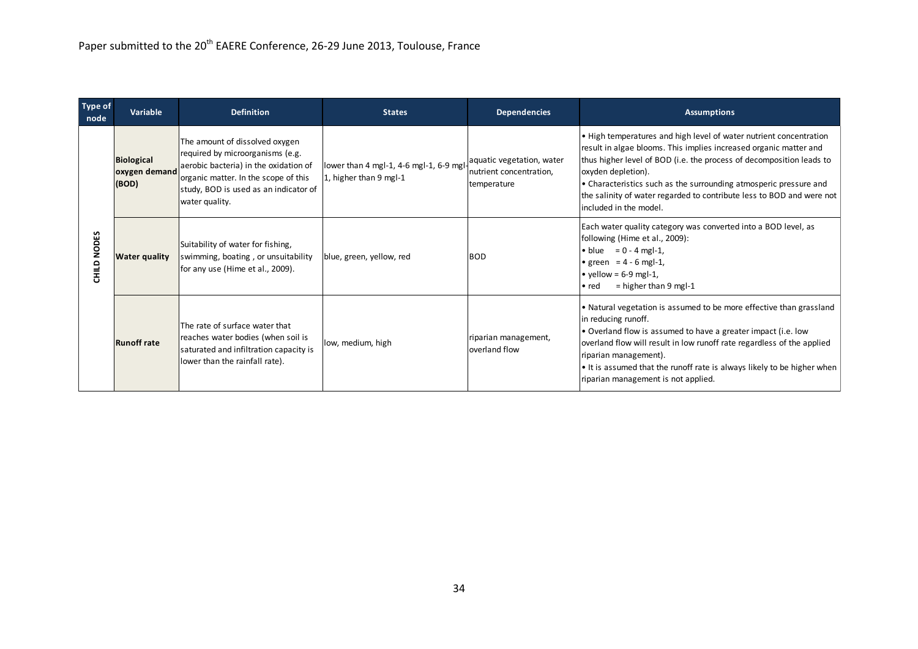| Type of node | Variable | Definition | States | Dependencies | Assumptions |
|---|---|---|---|---|---|
| CHILD NODES | **Biological oxygen demand (BOD)** | The amount of dissolved oxygen required by microorganisms (e.g. aerobic bacteria) in the oxidation of organic matter. In the scope of this study, BOD is used as an indicator of water quality. | lower than 4 mgl-1, 4-6 mgl-1, 6-9 mgl-1, higher than 9 mgl-1 | aquatic vegetation, water nutrient concentration, temperature | • High temperatures and high level of water nutrient concentration result in algae blooms. This implies increased organic matter and thus higher level of BOD (i.e. the process of decomposition leads to oxyden depletion). <br> • Characteristics such as the surrounding atmosperic pressure and the salinity of water regarded to contribute less to BOD and were not included in the model. |
| | **Water quality** | Suitability of water for fishing, swimming, boating , or unsuitability for any use (Hime et al., 2009). | blue, green, yellow, red | BOD | Each water quality category was converted into a BOD level, as following (Hime et al., 2009): <br> • blue = 0 - 4 mgl-1, <br> • green = 4 - 6 mgl-1, <br> • yellow = 6-9 mgl-1, <br> • red = higher than 9 mgl-1 |
| | **Runoff rate** | The rate of surface water that reaches water bodies (when soil is saturated and infiltration capacity is lower than the rainfall rate). | low, medium, high | riparian management, overland flow | • Natural vegetation is assumed to be more effective than grassland in reducing runoff. <br> • Overland flow is assumed to have a greater impact (i.e. low overland flow will result in low runoff rate regardless of the applied riparian management). <br> • It is assumed that the runoff rate is always likely to be higher when riparian management is not applied. |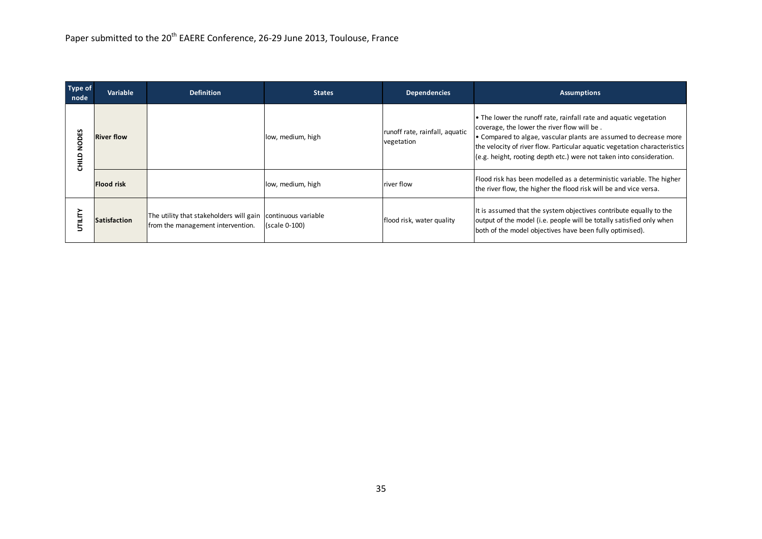| Type of node | Variable | Definition | States | Dependencies | Assumptions |
|---|---|---|---|---|---|
| CHILD NODES | **River flow** | | low, medium, high | runoff rate, rainfall, aquatic vegetation | • The lower the runoff rate, rainfall rate and aquatic vegetation coverage, the lower the river flow will be . • Compared to algae, vascular plants are assumed to decrease more the velocity of river flow. Particular aquatic vegetation characteristics (e.g. height, rooting depth etc.) were not taken into consideration. |
| | **Flood risk** | | low, medium, high | river flow | Flood risk has been modelled as a deterministic variable. The higher the river flow, the higher the flood risk will be and vice versa. |
| UTILITY | **Satisfaction** | The utility that stakeholders will gain from the management intervention. | continuous variable (scale 0-100) | flood risk, water quality | It is assumed that the system objectives contribute equally to the output of the model (i.e. people will be totally satisfied only when both of the model objectives have been fully optimised). |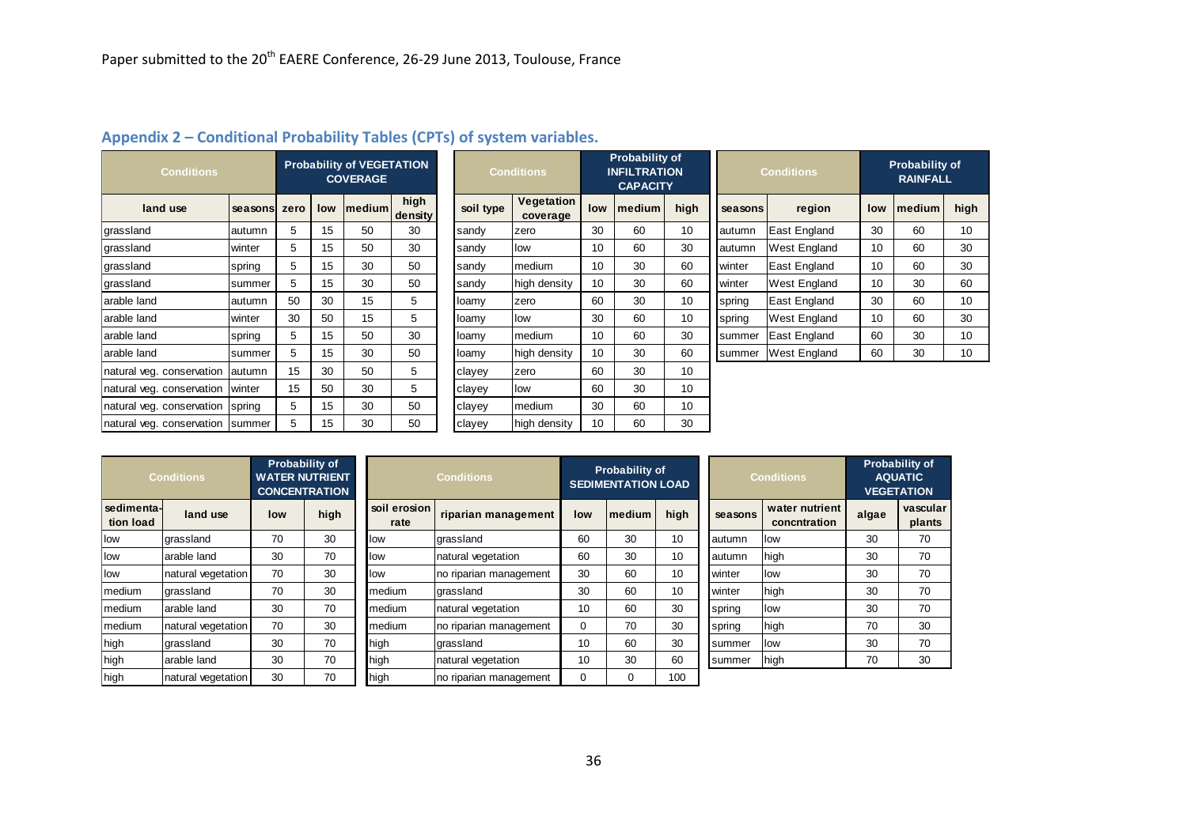## Appendix 2 – Conditional Probability Tables (CPTs) of system variables.

| Conditions | | Probability of VEGETATION COVERAGE | | | |
|---|---|---|---|---|---|
| land use | seasons | zero | low | medium | high density |
| grassland | autumn | 5 | 15 | 50 | 30 |
| grassland | winter | 5 | 15 | 50 | 30 |
| grassland | spring | 5 | 15 | 30 | 50 |
| grassland | summer | 5 | 15 | 30 | 50 |
| arable land | autumn | 50 | 30 | 15 | 5 |
| arable land | winter | 30 | 50 | 15 | 5 |
| arable land | spring | 5 | 15 | 50 | 30 |
| arable land | summer | 5 | 15 | 30 | 50 |
| natural veg. conservation | autumn | 15 | 30 | 50 | 5 |
| natural veg. conservation | winter | 15 | 50 | 30 | 5 |
| natural veg. conservation | spring | 5 | 15 | 30 | 50 |
| natural veg. conservation | summer | 5 | 15 | 30 | 50 |

| Conditions | | Probability of INFILTRATION CAPACITY | | |
|---|---|---|---|---|
| soil type | Vegetation coverage | low | medium | high |
| sandy | zero | 30 | 60 | 10 |
| sandy | low | 10 | 60 | 30 |
| sandy | medium | 10 | 30 | 60 |
| sandy | high density | 10 | 30 | 60 |
| loamy | zero | 60 | 30 | 10 |
| loamy | low | 30 | 60 | 10 |
| loamy | medium | 10 | 60 | 30 |
| loamy | high density | 10 | 30 | 60 |
| clayey | zero | 60 | 30 | 10 |
| clayey | low | 60 | 30 | 10 |
| clayey | medium | 30 | 60 | 10 |
| clayey | high density | 10 | 60 | 30 |

| Conditions | | Probability of RAINFALL | | |
|---|---|---|---|---|
| seasons | region | low | medium | high |
| autumn | East England | 30 | 60 | 10 |
| autumn | West England | 10 | 60 | 30 |
| winter | East England | 10 | 60 | 30 |
| winter | West England | 10 | 30 | 60 |
| spring | East England | 30 | 60 | 10 |
| spring | West England | 10 | 60 | 30 |
| summer | East England | 60 | 30 | 10 |
| summer | West England | 60 | 30 | 10 |

| Conditions | | Probability of WATER NUTRIENT CONCENTRATION | |
|---|---|---|---|
| sedimentation load | land use | low | high |
| low | grassland | 70 | 30 |
| low | arable land | 30 | 70 |
| low | natural vegetation | 70 | 30 |
| medium | grassland | 70 | 30 |
| medium | arable land | 30 | 70 |
| medium | natural vegetation | 70 | 30 |
| high | grassland | 30 | 70 |
| high | arable land | 30 | 70 |
| high | natural vegetation | 30 | 70 |

| Conditions | | Probability of SEDIMENTATION LOAD | | |
|---|---|---|---|---|
| soil erosion rate | riparian management | low | medium | high |
| low | grassland | 60 | 30 | 10 |
| low | natural vegetation | 60 | 30 | 10 |
| low | no riparian management | 30 | 60 | 10 |
| medium | grassland | 30 | 60 | 10 |
| medium | natural vegetation | 10 | 60 | 30 |
| medium | no riparian management | 0 | 70 | 30 |
| high | grassland | 10 | 60 | 30 |
| high | natural vegetation | 10 | 30 | 60 |
| high | no riparian management | 0 | 0 | 100 |

| Conditions | | Probability of AQUATIC VEGETATION | |
|---|---|---|---|
| seasons | water nutrient concntration | algae | vascular plants |
| autumn | low | 30 | 70 |
| autumn | high | 30 | 70 |
| winter | low | 30 | 70 |
| winter | high | 30 | 70 |
| spring | low | 30 | 70 |
| spring | high | 70 | 30 |
| summer | low | 30 | 70 |
| summer | high | 70 | 30 |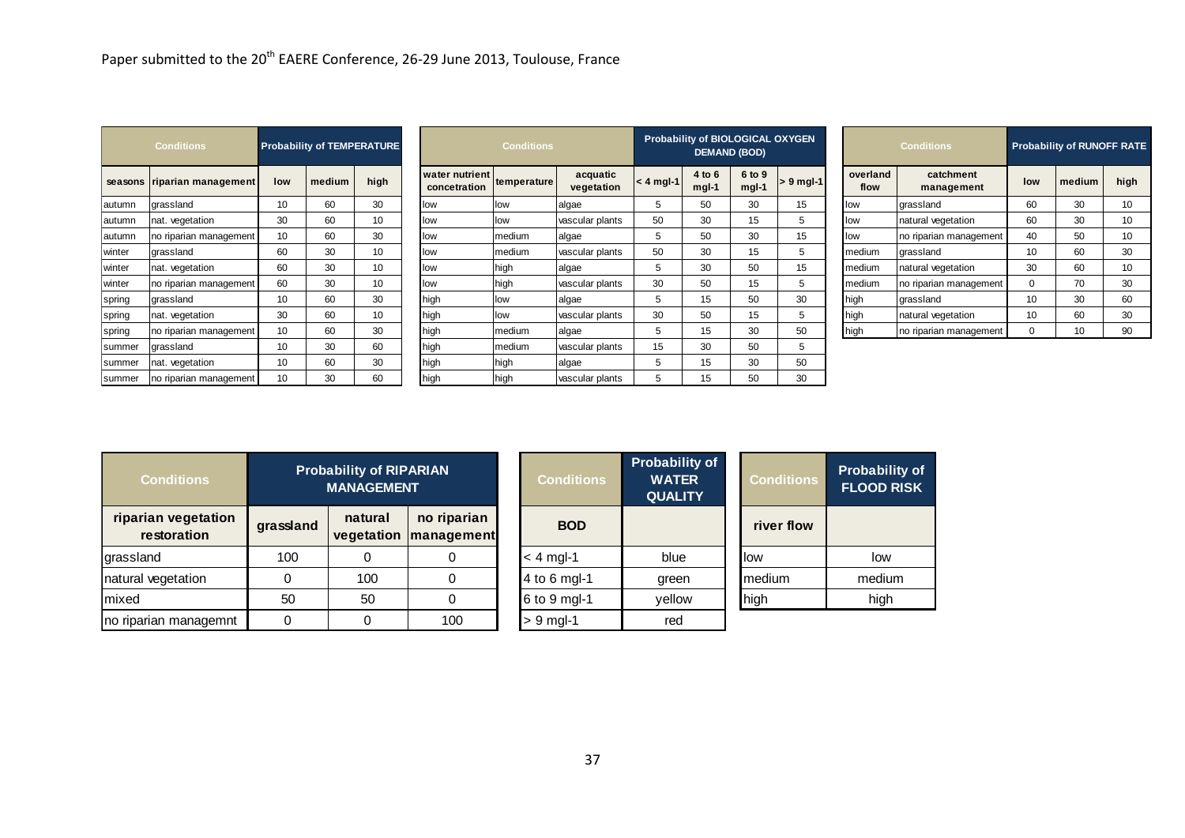| Conditions | | Probability of TEMPERATURE | | |
|---|---|---|---|---|
| seasons | riparian management | low | medium | high |
| autumn | grassland | 10 | 60 | 30 |
| autumn | nat. vegetation | 30 | 60 | 10 |
| autumn | no riparian management | 10 | 60 | 30 |
| winter | grassland | 60 | 30 | 10 |
| winter | nat. vegetation | 60 | 30 | 10 |
| winter | no riparian management | 60 | 30 | 10 |
| spring | grassland | 10 | 60 | 30 |
| spring | nat. vegetation | 30 | 60 | 10 |
| spring | no riparian management | 10 | 60 | 30 |
| summer | grassland | 10 | 30 | 60 |
| summer | nat. vegetation | 10 | 60 | 30 |
| summer | no riparian management | 10 | 30 | 60 |

| Conditions | | | Probability of BIOLOGICAL OXYGEN DEMAND (BOD) | | | |
|---|---|---|---|---|---|---|
| water nutrient concetration | temperature | acquatic vegetation | < 4 mgl-1 | 4 to 6 mgl-1 | 6 to 9 mgl-1 | > 9 mgl-1 |
| low | low | algae | 5 | 50 | 30 | 15 |
| low | low | vascular plants | 50 | 30 | 15 | 5 |
| low | medium | algae | 5 | 50 | 30 | 15 |
| low | medium | vascular plants | 50 | 30 | 15 | 5 |
| low | high | algae | 5 | 30 | 50 | 15 |
| low | high | vascular plants | 30 | 50 | 15 | 5 |
| high | low | algae | 5 | 15 | 50 | 30 |
| high | low | vascular plants | 30 | 50 | 15 | 5 |
| high | medium | algae | 5 | 15 | 30 | 50 |
| high | medium | vascular plants | 15 | 30 | 50 | 5 |
| high | high | algae | 5 | 15 | 30 | 50 |
| high | high | vascular plants | 5 | 15 | 50 | 30 |

| Conditions | | Probability of RUNOFF RATE | | |
|---|---|---|---|---|
| overland flow | catchment management | low | medium | high |
| low | grassland | 60 | 30 | 10 |
| low | natural vegetation | 60 | 30 | 10 |
| low | no riparian management | 40 | 50 | 10 |
| medium | grassland | 10 | 60 | 30 |
| medium | natural vegetation | 30 | 60 | 10 |
| medium | no riparian management | 0 | 70 | 30 |
| high | grassland | 10 | 30 | 60 |
| high | natural vegetation | 10 | 60 | 30 |
| high | no riparian management | 0 | 10 | 90 |

| Conditions | Probability of RIPARIAN MANAGEMENT | | |
|---|---|---|---|
| riparian vegetation restoration | grassland | natural vegetation | no riparian management |
| grassland | 100 | 0 | 0 |
| natural vegetation | 0 | 100 | 0 |
| mixed | 50 | 50 | 0 |
| no riparian managemnt | 0 | 0 | 100 |

| Conditions | Probability of WATER QUALITY |
|---|---|
| BOD | |
| < 4 mgl-1 | blue |
| 4 to 6 mgl-1 | green |
| 6 to 9 mgl-1 | yellow |
| > 9 mgl-1 | red |

| Conditions | Probability of FLOOD RISK |
|---|---|
| river flow | |
| low | low |
| medium | medium |
| high | high |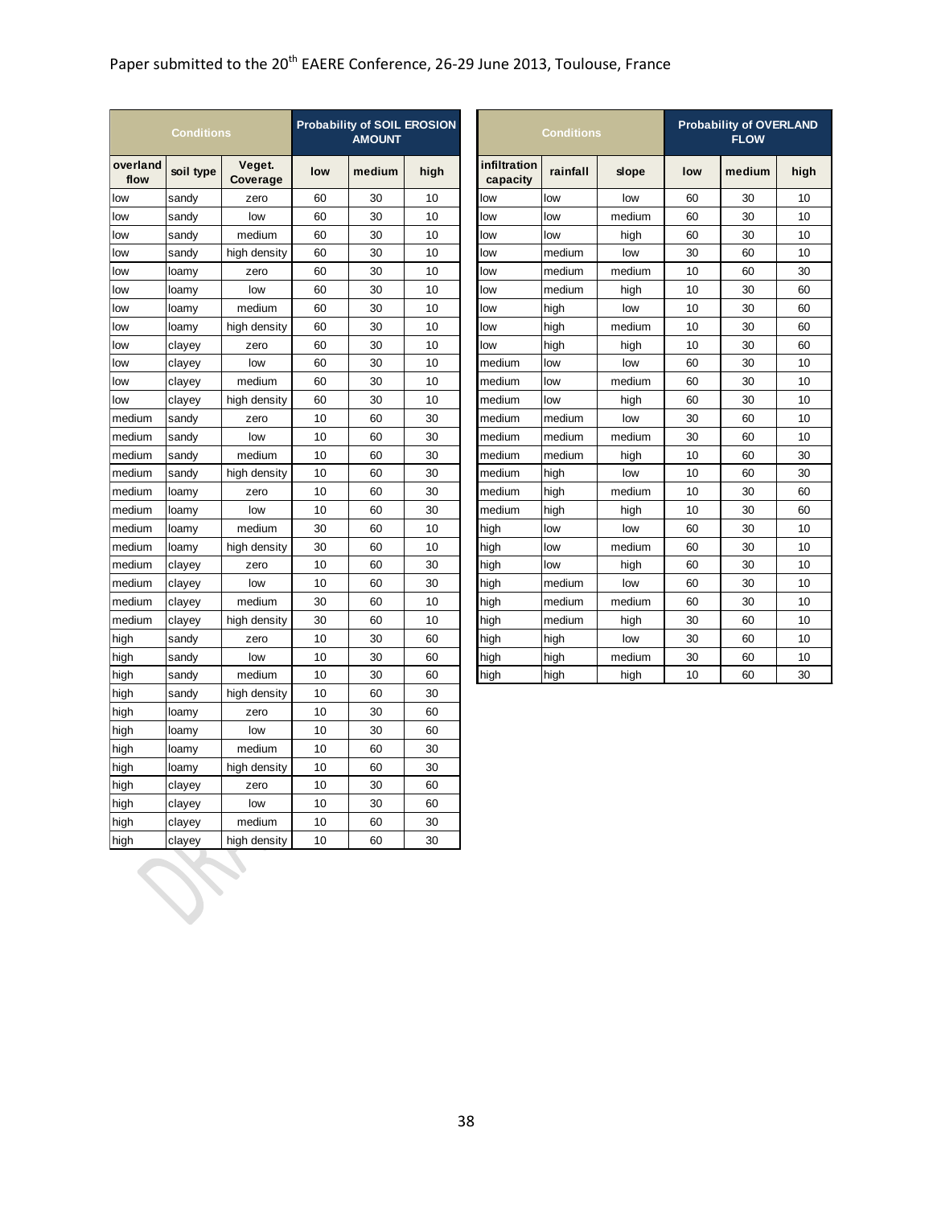| Conditions | | | Probability of SOIL EROSION AMOUNT | | |
|---|---|---|---|---|---|
| overland flow | soil type | Veget. Coverage | low | medium | high |
| low | sandy | zero | 60 | 30 | 10 |
| low | sandy | low | 60 | 30 | 10 |
| low | sandy | medium | 60 | 30 | 10 |
| low | sandy | high density | 60 | 30 | 10 |
| low | loamy | zero | 60 | 30 | 10 |
| low | loamy | low | 60 | 30 | 10 |
| low | loamy | medium | 60 | 30 | 10 |
| low | loamy | high density | 60 | 30 | 10 |
| low | clayey | zero | 60 | 30 | 10 |
| low | clayey | low | 60 | 30 | 10 |
| low | clayey | medium | 60 | 30 | 10 |
| low | clayey | high density | 60 | 30 | 10 |
| medium | sandy | zero | 10 | 60 | 30 |
| medium | sandy | low | 10 | 60 | 30 |
| medium | sandy | medium | 10 | 60 | 30 |
| medium | sandy | high density | 10 | 60 | 30 |
| medium | loamy | zero | 10 | 60 | 30 |
| medium | loamy | low | 10 | 60 | 30 |
| medium | loamy | medium | 30 | 60 | 10 |
| medium | loamy | high density | 30 | 60 | 10 |
| medium | clayey | zero | 10 | 60 | 30 |
| medium | clayey | low | 10 | 60 | 30 |
| medium | clayey | medium | 30 | 60 | 10 |
| medium | clayey | high density | 30 | 60 | 10 |
| high | sandy | zero | 10 | 30 | 60 |
| high | sandy | low | 10 | 30 | 60 |
| high | sandy | medium | 10 | 30 | 60 |
| high | sandy | high density | 10 | 60 | 30 |
| high | loamy | zero | 10 | 30 | 60 |
| high | loamy | low | 10 | 30 | 60 |
| high | loamy | medium | 10 | 60 | 30 |
| high | loamy | high density | 10 | 60 | 30 |
| high | clayey | zero | 10 | 30 | 60 |
| high | clayey | low | 10 | 30 | 60 |
| high | clayey | medium | 10 | 60 | 30 |
| high | clayey | high density | 10 | 60 | 30 |

| Conditions | | | Probability of OVERLAND FLOW | | |
|---|---|---|---|---|---|
| infiltration capacity | rainfall | slope | low | medium | high |
| low | low | low | 60 | 30 | 10 |
| low | low | medium | 60 | 30 | 10 |
| low | low | high | 60 | 30 | 10 |
| low | medium | low | 30 | 60 | 10 |
| low | medium | medium | 10 | 60 | 30 |
| low | medium | high | 10 | 30 | 60 |
| low | high | low | 10 | 30 | 60 |
| low | high | medium | 10 | 30 | 60 |
| low | high | high | 10 | 30 | 60 |
| medium | low | low | 60 | 30 | 10 |
| medium | low | medium | 60 | 30 | 10 |
| medium | low | high | 60 | 30 | 10 |
| medium | medium | low | 30 | 60 | 10 |
| medium | medium | medium | 30 | 60 | 10 |
| medium | medium | high | 10 | 60 | 30 |
| medium | high | low | 10 | 60 | 30 |
| medium | high | medium | 10 | 30 | 60 |
| medium | high | high | 10 | 30 | 60 |
| high | low | low | 60 | 30 | 10 |
| high | low | medium | 60 | 30 | 10 |
| high | low | high | 60 | 30 | 10 |
| high | medium | low | 60 | 30 | 10 |
| high | medium | medium | 60 | 30 | 10 |
| high | medium | high | 30 | 60 | 10 |
| high | high | low | 30 | 60 | 10 |
| high | high | medium | 30 | 60 | 10 |
| high | high | high | 10 | 60 | 30 |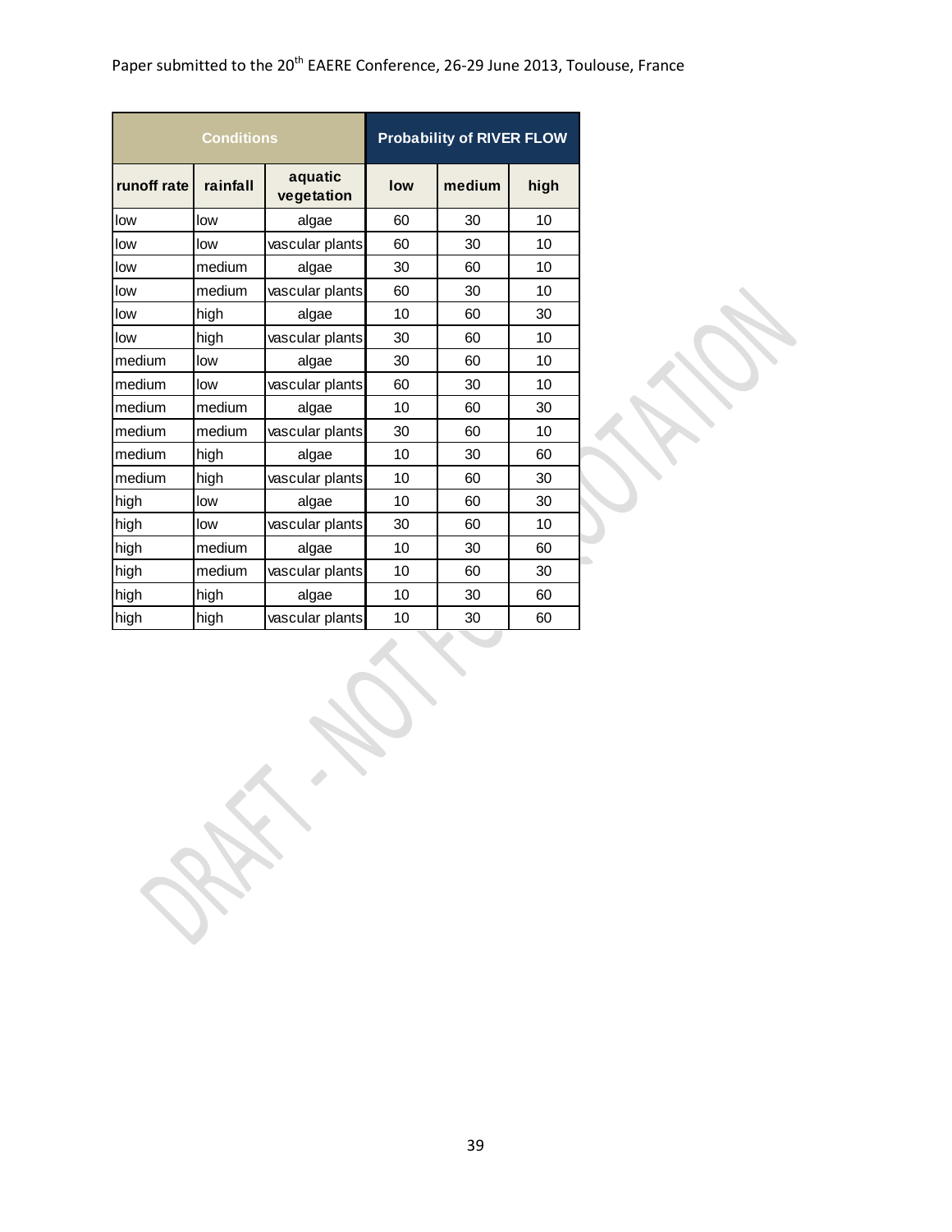| Conditions | | | Probability of RIVER FLOW | | |
|---|---|---|---|---|---|
| runoff rate | rainfall | aquatic vegetation | low | medium | high |
| low | low | algae | 60 | 30 | 10 |
| low | low | vascular plants | 60 | 30 | 10 |
| low | medium | algae | 30 | 60 | 10 |
| low | medium | vascular plants | 60 | 30 | 10 |
| low | high | algae | 10 | 60 | 30 |
| low | high | vascular plants | 30 | 60 | 10 |
| medium | low | algae | 30 | 60 | 10 |
| medium | low | vascular plants | 60 | 30 | 10 |
| medium | medium | algae | 10 | 60 | 30 |
| medium | medium | vascular plants | 30 | 60 | 10 |
| medium | high | algae | 10 | 30 | 60 |
| medium | high | vascular plants | 10 | 60 | 30 |
| high | low | algae | 10 | 60 | 30 |
| high | low | vascular plants | 30 | 60 | 10 |
| high | medium | algae | 10 | 30 | 60 |
| high | medium | vascular plants | 10 | 60 | 30 |
| high | high | algae | 10 | 30 | 60 |
| high | high | vascular plants | 10 | 30 | 60 |